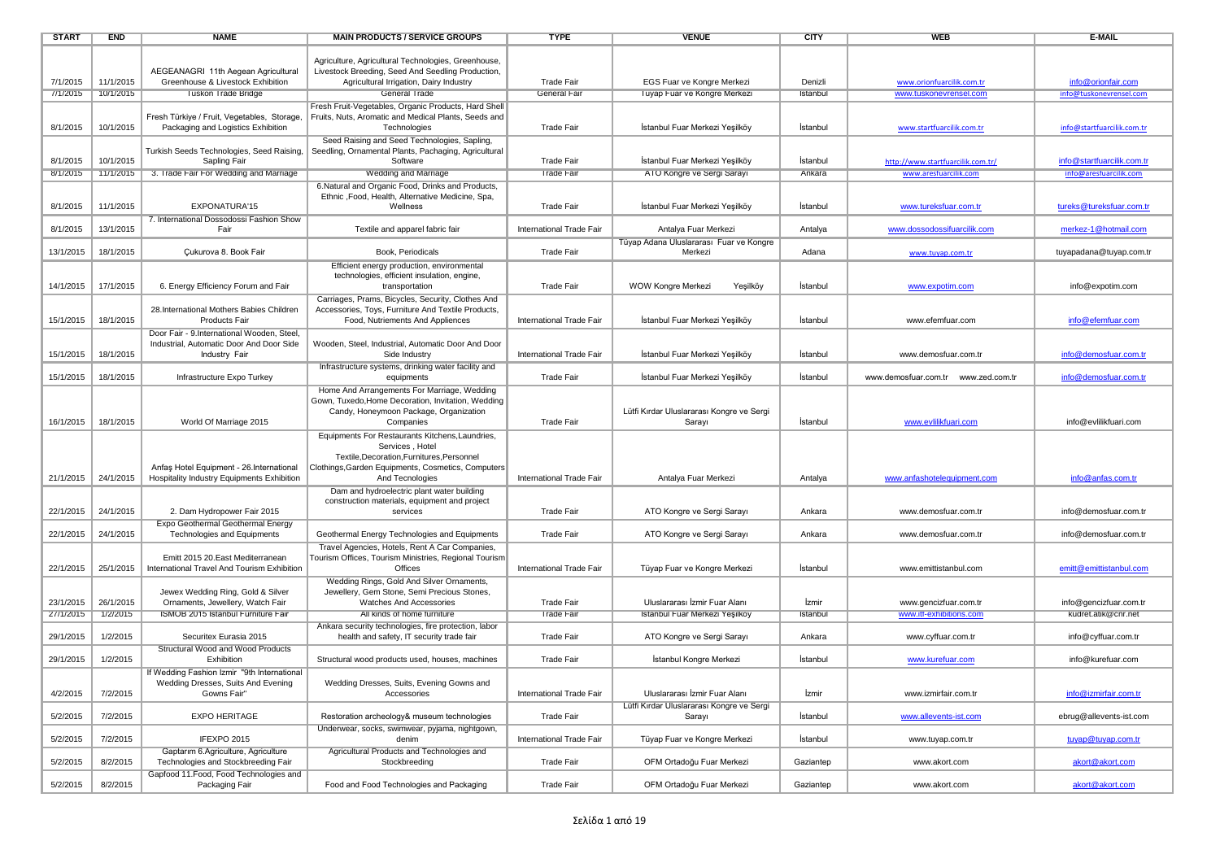| START | END | NAME | MAIN PRODUCTS / SERVICE GROUPS | TYPE | VENUE | CITY | WEB | E-MAIL |
|---|---|---|---|---|---|---|---|---|
| 7/1/2015 | 11/1/2015 | AEGEANAGRI 11th Aegean Agricultural Greenhouse & Livestock Exhibition | Agriculture, Agricultural Technologies, Greenhouse, Livestock Breeding, Seed And Seedling Production, Agricultural Irrigation, Dairy Industry | Trade Fair | EGS Fuar ve Kongre Merkezi | Denizli | www.orionfuarcilik.com.tr | info@orionfair.com |
| 7/1/2015 | 10/1/2015 | Tuskon Trade Bridge | General Trade | General Fair | Tüyap Fuar ve Kongre Merkezi | İstanbul | www.tuskonevrensel.com | info@tuskonevrensel.com |
| 8/1/2015 | 10/1/2015 | Fresh Türkiye / Fruit, Vegetables, Storage, Packaging and Logistics Exhibition | Fresh Fruit-Vegetables, Organic Products, Hard Shell Fruits, Nuts, Aromatic and Medical Plants, Seeds and Technologies | Trade Fair | İstanbul Fuar Merkezi Yeşilköy | İstanbul | www.startfuarcilik.com.tr | info@startfuarcilik.com.tr |
| 8/1/2015 | 10/1/2015 | Turkish Seeds Technologies, Seed Raising, Sapling Fair | Seed Raising and Seed Technologies, Sapling, Seedling, Ornamental Plants, Packaging, Agricultural Software | Trade Fair | İstanbul Fuar Merkezi Yeşilköy | İstanbul | http://www.startfuarcilik.com.tr/ | info@startfuarcilik.com.tr |
| 8/1/2015 | 11/1/2015 | 3. Trade Fair For Wedding and Marriage | Wedding and Marriage | Trade Fair | ATO Kongre ve Sergi Sarayı | Ankara | www.aresfuarcilik.com | info@aresfuarcilik.com |
| 8/1/2015 | 11/1/2015 | EXPONATURA'15 | 6.Natural and Organic Food, Drinks and Products, Ethnic ,Food, Health, Alternative Medicine, Spa, Wellness | Trade Fair | İstanbul Fuar Merkezi Yeşilköy | İstanbul | www.tureksfuar.com.tr | tureks@tureksfuar.com.tr |
| 8/1/2015 | 13/1/2015 | 7. International Dossodossi Fashion Show Fair | Textile and apparel fabric fair | International Trade Fair | Antalya Fuar Merkezi | Antalya | www.dossodossifuarcilik.com | merkez-1@hotmail.com |
| 13/1/2015 | 18/1/2015 | Çukurova 8. Book Fair | Book, Periodicals | Trade Fair | Tüyap Adana Uluslararası Fuar ve Kongre Merkezi | Adana | www.tuyap.com.tr | tuyapadana@tuyap.com.tr |
| 14/1/2015 | 17/1/2015 | 6. Energy Efficiency Forum and Fair | Efficient energy production, environmental technologies, efficient insulation, engine, transportation | Trade Fair | WOW Kongre Merkezi Yeşilköy | İstanbul | www.expotim.com | info@expotim.com |
| 15/1/2015 | 18/1/2015 | 28.International Mothers Babies Children Products Fair | Carriages, Prams, Bicycles, Security, Clothes And Accessories, Toys, Furniture And Textile Products, Food, Nutriements And Appliences | International Trade Fair | İstanbul Fuar Merkezi Yeşilköy | İstanbul | www.efemfuar.com | info@efemfuar.com |
| 15/1/2015 | 18/1/2015 | Door Fair - 9.International Wooden, Steel, Industrial, Automatic Door And Door Side Industry Fair | Wooden, Steel, Industrial, Automatic Door And Door Side Industry | International Trade Fair | İstanbul Fuar Merkezi Yeşilköy | İstanbul | www.demosfuar.com.tr | info@demosfuar.com.tr |
| 15/1/2015 | 18/1/2015 | Infrastructure Expo Turkey | Infrastructure systems, drinking water facility and equipments | Trade Fair | İstanbul Fuar Merkezi Yeşilköy | İstanbul | www.demosfuar.com.tr www.zed.com.tr | info@demosfuar.com.tr |
| 16/1/2015 | 18/1/2015 | World Of Marriage 2015 | Home And Arrangements For Marriage, Wedding Gown, Tuxedo,Home Decoration, Invitation, Wedding Candy, Honeymoon Package, Organization Companies | Trade Fair | Lütfi Kırdar Uluslararası Kongre ve Sergi Sarayı | İstanbul | www.evlilikfuari.com | info@evlilikfuari.com |
| 21/1/2015 | 24/1/2015 | Anfaş Hotel Equipment - 26.International Hospitality Industry Equipments Exhibition | Equipments For Restaurants Kitchens,Laundries, Services , Hotel Textile,Decoration,Furnitures,Personnel Clothings,Garden Equipments, Cosmetics, Computers And Tecnologies | International Trade Fair | Antalya Fuar Merkezi | Antalya | www.anfashotelequipment.com | info@anfas.com.tr |
| 22/1/2015 | 24/1/2015 | 2. Dam Hydropower Fair 2015 | Dam and hydroelectric plant water building construction materials, equipment and project services | Trade Fair | ATO Kongre ve Sergi Sarayı | Ankara | www.demosfuar.com.tr | info@demosfuar.com.tr |
| 22/1/2015 | 24/1/2015 | Expo Geothermal Geothermal Energy Technologies and Equipments | Geothermal Energy Technologies and Equipments | Trade Fair | ATO Kongre ve Sergi Sarayı | Ankara | www.demosfuar.com.tr | info@demosfuar.com.tr |
| 22/1/2015 | 25/1/2015 | Emitt 2015 20.East Mediterranean International Travel And Tourism Exhibition | Travel Agencies, Hotels, Rent A Car Companies, Tourism Offices, Tourism Ministries, Regional Tourism Offices | International Trade Fair | Tüyap Fuar ve Kongre Merkezi | İstanbul | www.emittistanbul.com | emitt@emittistanbul.com |
| 23/1/2015 | 26/1/2015 | Jewex Wedding Ring, Gold & Silver Ornaments, Jewellery, Watch Fair | Wedding Rings, Gold And Silver Ornaments, Jewellery, Gem Stone, Semi Precious Stones, Watches And Accessories | Trade Fair | Uluslararası İzmir Fuar Alanı | İzmir | www.gencizfuar.com.tr | info@gencizfuar.com.tr |
| 27/1/2015 | 1/2/2015 | ISMOB 2015 Istanbul Furniture Fair | All kinds of home furniture | Trade Fair | İstanbul Fuar Merkezi Yeşilköy | İstanbul | www.itf-exhibitions.com | kudret.atik@cnr.net |
| 29/1/2015 | 1/2/2015 | Securitex Eurasia 2015 | Ankara security technologies, fire protection, labor health and safety, IT security trade fair | Trade Fair | ATO Kongre ve Sergi Sarayı | Ankara | www.cyffuar.com.tr | info@cyffuar.com.tr |
| 29/1/2015 | 1/2/2015 | Structural Wood and Wood Products Exhibition | Structural wood products used, houses, machines | Trade Fair | İstanbul Kongre Merkezi | İstanbul | www.kurefuar.com | info@kurefuar.com |
| 4/2/2015 | 7/2/2015 | If Wedding Fashion İzmir "9th International Wedding Dresses, Suits And Evening Gowns Fair" | Wedding Dresses, Suits, Evening Gowns and Accessories | International Trade Fair | Uluslararası İzmir Fuar Alanı | İzmir | www.izmirfair.com.tr | info@izmirfair.com.tr |
| 5/2/2015 | 7/2/2015 | EXPO HERITAGE | Restoration archeology& museum technologies | Trade Fair | Lütfi Kırdar Uluslararası Kongre ve Sergi Sarayı | İstanbul | www.allevents-ist.com | ebrug@allevents-ist.com |
| 5/2/2015 | 7/2/2015 | IFEXPO 2015 | Underwear, socks, swimwear, pyjama, nightgown, denim | International Trade Fair | Tüyap Fuar ve Kongre Merkezi | İstanbul | www.tuyap.com.tr | tuyap@tuyap.com.tr |
| 5/2/2015 | 8/2/2015 | Gaptarım 6.Agriculture, Agriculture Technologies and Stockbreeding Fair | Agricultural Products and Technologies and Stockbreeding | Trade Fair | OFM Ortadoğu Fuar Merkezi | Gaziantep | www.akort.com | akort@akort.com |
| 5/2/2015 | 8/2/2015 | Gapfood 11.Food, Food Technologies and Packaging Fair | Food and Food Technologies and Packaging | Trade Fair | OFM Ortadoğu Fuar Merkezi | Gaziantep | www.akort.com | akort@akort.com |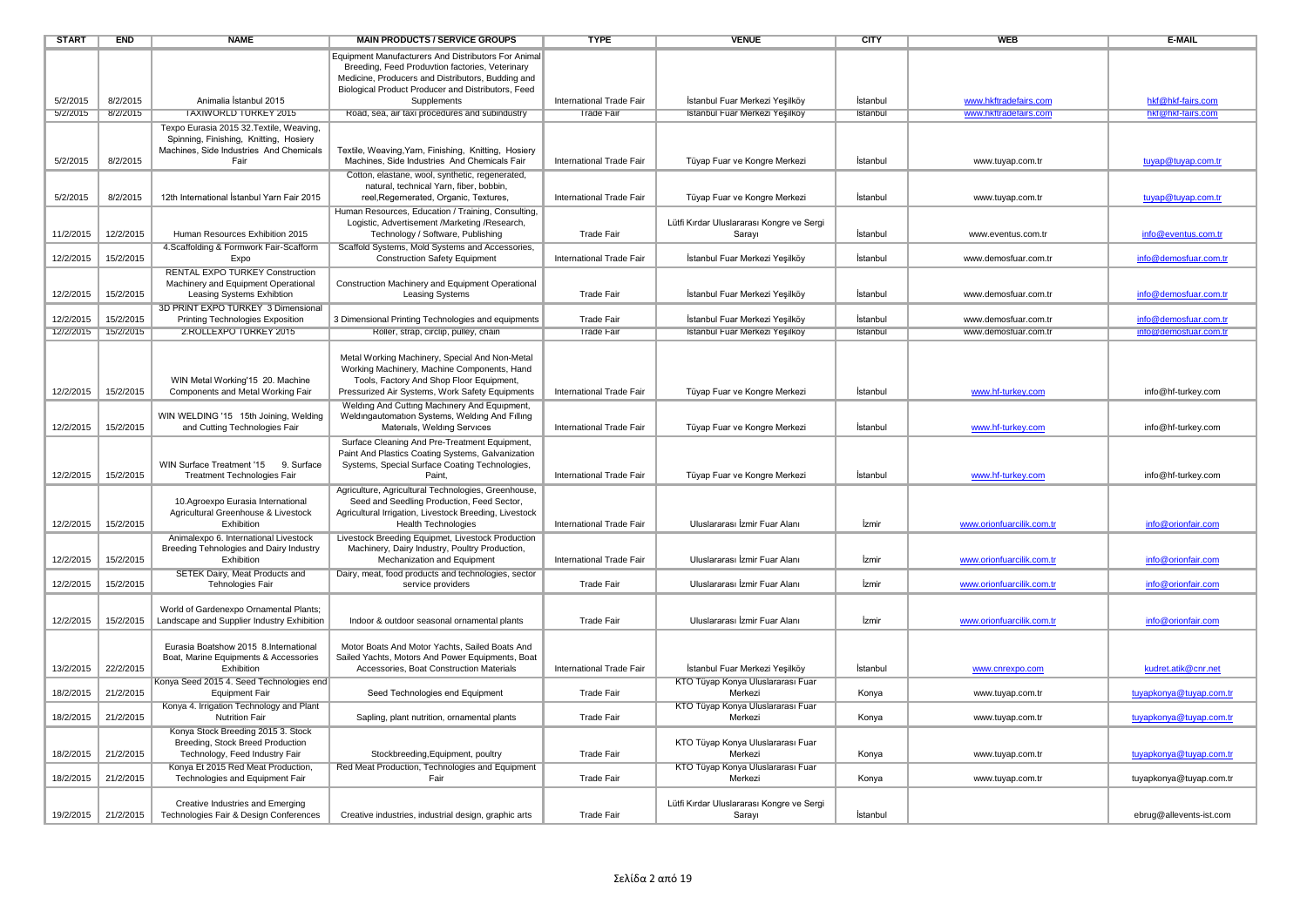| START | END | NAME | MAIN PRODUCTS / SERVICE GROUPS | TYPE | VENUE | CITY | WEB | E-MAIL |
|---|---|---|---|---|---|---|---|---|
| 5/2/2015 | 8/2/2015 | Animalia İstanbul 2015 | Equipment Manufacturers And Distributors For Animal Breeding, Feed Produvtion factories, Veterinary Medicine, Producers and Distributors, Budding and Biological Product Producer and Distributors, Feed Supplements | International Trade Fair | İstanbul Fuar Merkezi Yeşilköy | İstanbul | www.hkftradefairs.com | hkf@hkf-fairs.com |
| 5/2/2015 | 8/2/2015 | TAXIWORLD TURKEY 2015 | Road, sea, air taxi procedures and subindustry | Trade Fair | İstanbul Fuar Merkezi Yeşilköy | İstanbul | www.hkftradefairs.com | hkf@hkf-fairs.com |
| 5/2/2015 | 8/2/2015 | Texpo Eurasia 2015 32.Textile, Weaving, Spinning, Finishing, Knitting, Hosiery Machines, Side Industries And Chemicals Fair | Textile, Weaving,Yarn, Finishing, Knitting, Hosiery Machines, Side Industries And Chemicals Fair | International Trade Fair | Tüyap Fuar ve Kongre Merkezi | İstanbul | www.tuyap.com.tr | tuyap@tuyap.com.tr |
| 5/2/2015 | 8/2/2015 | 12th International İstanbul Yarn Fair 2015 | Cotton, elastane, wool, synthetic, regenerated, natural, technical Yarn, fiber, bobbin, reel,Regemerated, Organic, Textures, | International Trade Fair | Tüyap Fuar ve Kongre Merkezi | İstanbul | www.tuyap.com.tr | tuyap@tuyap.com.tr |
| 11/2/2015 | 12/2/2015 | Human Resources Exhibition 2015 | Human Resources, Education / Training, Consulting, Logistic, Advertisement /Marketing /Research, Technology / Software, Publishing | Trade Fair | Lütfi Kırdar Uluslararası Kongre ve Sergi Sarayı | İstanbul | www.eventus.com.tr | info@eventus.com.tr |
| 12/2/2015 | 15/2/2015 | 4.Scaffolding & Formwork Fair-Scafform Expo | Scaffold Systems, Mold Systems and Accessories, Construction Safety Equipment | International Trade Fair | İstanbul Fuar Merkezi Yeşilköy | İstanbul | www.demosfuar.com.tr | info@demosfuar.com.tr |
| 12/2/2015 | 15/2/2015 | RENTAL EXPO TURKEY Construction Machinery and Equipment Operational Leasing Systems Exhibtion | Construction Machinery and Equipment Operational Leasing Systems | Trade Fair | İstanbul Fuar Merkezi Yeşilköy | İstanbul | www.demosfuar.com.tr | info@demosfuar.com.tr |
| 12/2/2015 | 15/2/2015 | 3D PRINT EXPO TURKEY 3 Dimensional Printing Technologies Exposition | 3 Dimensional Printing Technologies and equipments | Trade Fair | İstanbul Fuar Merkezi Yeşilköy | İstanbul | www.demosfuar.com.tr | info@demosfuar.com.tr |
| 12/2/2015 | 15/2/2015 | 2.ROLLEXPO TURKEY 2015 | Roller, strap, circlip, pulley, chain | Trade Fair | İstanbul Fuar Merkezi Yeşilköy | İstanbul | www.demosfuar.com.tr | info@demosfuar.com.tr |
| 12/2/2015 | 15/2/2015 | WIN Metal Working'15 20. Machine Components and Metal Working Fair | Metal Working Machinery, Special And Non-Metal Working Machinery, Machine Components, Hand Tools, Factory And Shop Floor Equipment, Pressurized Air Systems, Work Safety Equipments | International Trade Fair | Tüyap Fuar ve Kongre Merkezi | İstanbul | www.hf-turkey.com | info@hf-turkey.com |
| 12/2/2015 | 15/2/2015 | WIN WELDING '15 15th Joining, Welding and Cutting Technologies Fair | Welding And Cutting Machinery And Equipment, Weldingautomation Systems, Welding And Filling Materials, Welding Services | International Trade Fair | Tüyap Fuar ve Kongre Merkezi | İstanbul | www.hf-turkey.com | info@hf-turkey.com |
| 12/2/2015 | 15/2/2015 | WIN Surface Treatment '15 9. Surface Treatment Technologies Fair | Surface Cleaning And Pre-Treatment Equipment, Paint And Plastics Coating Systems, Galvanization Systems, Special Surface Coating Technologies, Paint, | International Trade Fair | Tüyap Fuar ve Kongre Merkezi | İstanbul | www.hf-turkey.com | info@hf-turkey.com |
| 12/2/2015 | 15/2/2015 | 10.Agroexpo Eurasia International Agricultural Greenhouse & Livestock Exhibition | Agriculture, Agricultural Technologies, Greenhouse, Seed and Seedling Production, Feed Sector, Agricultural Irrigation, Livestock Breeding, Livestock Health Technologies | International Trade Fair | Uluslararası İzmir Fuar Alanı | İzmir | www.orionfuarcilik.com.tr | info@orionfair.com |
| 12/2/2015 | 15/2/2015 | Animalexpo 6. International Livestock Breeding Tehnologies and Dairy Industry Exhibition | Livestock Breeding Equipmet, Livestock Production Machinery, Dairy Industry, Poultry Production, Mechanization and Equipment | International Trade Fair | Uluslararası İzmir Fuar Alanı | İzmir | www.orionfuarcilik.com.tr | info@orionfair.com |
| 12/2/2015 | 15/2/2015 | SETEK Dairy, Meat Products and Tehnologies Fair | Dairy, meat, food products and technologies, sector service providers | Trade Fair | Uluslararası İzmir Fuar Alanı | İzmir | www.orionfuarcilik.com.tr | info@orionfair.com |
| 12/2/2015 | 15/2/2015 | World of Gardenexpo Ornamental Plants; Landscape and Supplier Industry Exhibition | Indoor & outdoor seasonal ornamental plants | Trade Fair | Uluslararası İzmir Fuar Alanı | İzmir | www.orionfuarcilik.com.tr | info@orionfair.com |
| 13/2/2015 | 22/2/2015 | Eurasia Boatshow 2015 8.International Boat, Marine Equipments & Accessories Exhibition | Motor Boats And Motor Yachts, Sailed Boats And Sailed Yachts, Motors And Power Equipments, Boat Accessories, Boat Construction Materials | International Trade Fair | İstanbul Fuar Merkezi Yeşilköy | İstanbul | www.cnrexpo.com | kudret.atik@cnr.net |
| 18/2/2015 | 21/2/2015 | Konya Seed 2015 4. Seed Technologies end Equipment Fair | Seed Technologies end Equipment | Trade Fair | KTO Tüyap Konya Uluslararası Fuar Merkezi | Konya | www.tuyap.com.tr | tuyapkonya@tuyap.com.tr |
| 18/2/2015 | 21/2/2015 | Konya 4. Irrigation Technology and Plant Nutrition Fair | Sapling, plant nutrition, ornamental plants | Trade Fair | KTO Tüyap Konya Uluslararası Fuar Merkezi | Konya | www.tuyap.com.tr | tuyapkonya@tuyap.com.tr |
| 18/2/2015 | 21/2/2015 | Konya Stock Breeding 2015 3. Stock Breeding, Stock Breed Production Technology, Feed Industry Fair | Stockbreeding,Equipment, poultry | Trade Fair | KTO Tüyap Konya Uluslararası Fuar Merkezi | Konya | www.tuyap.com.tr | tuyapkonya@tuyap.com.tr |
| 18/2/2015 | 21/2/2015 | Konya Et 2015 Red Meat Production, Technologies and Equipment Fair | Red Meat Production, Technologies and Equipment Fair | Trade Fair | KTO Tüyap Konya Uluslararası Fuar Merkezi | Konya | www.tuyap.com.tr | tuyapkonya@tuyap.com.tr |
| 19/2/2015 | 21/2/2015 | Creative Industries and Emerging Technologies Fair & Design Conferences | Creative industries, industrial design, graphic arts | Trade Fair | Lütfi Kırdar Uluslararası Kongre ve Sergi Sarayı | İstanbul | | ebrug@allevents-ist.com |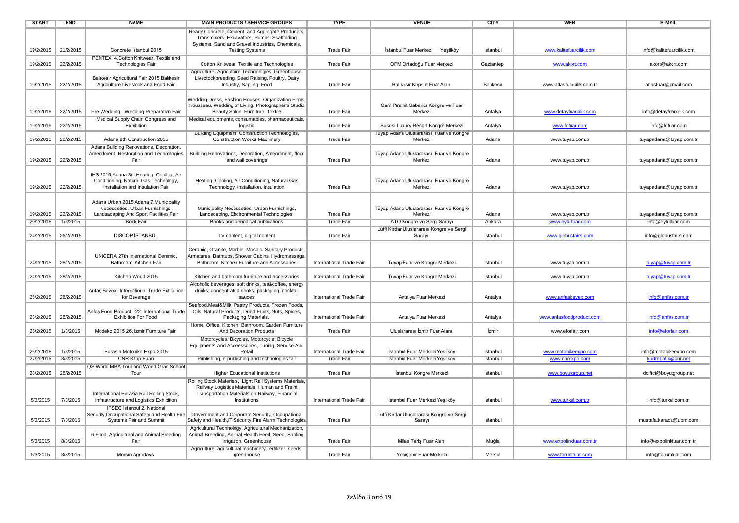| START | END | NAME | MAIN PRODUCTS / SERVICE GROUPS | TYPE | VENUE | CITY | WEB | E-MAIL |
|---|---|---|---|---|---|---|---|---|
| 19/2/2015 | 21/2/2015 | Concrete İstanbul 2015 | Ready Concrete, Cement, and Aggregate Producers, Transmixers, Excavators, Pumps, Scaffolding Systems, Sand and Gravel Industries, Chemicals, Testing Systems | Trade Fair | İstanbul Fuar Merkezi Yeşilköy | İstanbul | www.kalitefuarcilik.com | info@kalitefuarcilik.com |
| 19/2/2015 | 22/2/2015 | PENTEX 4.Cotton Knitwear, Textile and Technologies Fair | Cotton Knitwear, Textile and Technologies | Trade Fair | OFM Ortadoğu Fuar Merkezi | Gaziantep | www.akort.com | akort@akort.com |
| 19/2/2015 | 22/2/2015 | Balıkesir Agricultural Fair 2015 Balıkesir Agriculture Livestock and Food Fair | Agriculture, Agriculture Technologies, Greenhouse, Livectockbreeding, Seed Raising, Poultry, Dairy Industry, Sapling, Food | Trade Fair | Balıkesir Kepsut Fuar Alanı | Balıkesir | www.atlasfuarcilik.com.tr | atlasfuar@gmail.com |
| 19/2/2015 | 22/2/2015 | Pre-Wedding - Wedding Preparation Fair | Wedding Dress, Fashion Houses, Organization Firms, Trousseau, Wedding of Living, Photographer's Studio, Beauty Salon, Furniture, Textile | Trade Fair | Cam Piramit Sabancı Kongre ve Fuar Merkezi | Antalya | www.detayfuarcilik.com | info@detayfuarcilik.com |
| 19/2/2015 | 22/2/2015 | Medical Supply Chain Congress and Exhibition | Medical equipments, consumables, pharmaceuticals, logistic | Trade Fair | Susesi Luxury Resort Kongre Merkezi | Antalya | www.fcfuar.com | info@fcfuar.com |
| 19/2/2015 | 22/2/2015 | Adana 9th Construction 2015 | Building Equipment, Construction Technologies, Construction Works Machinery | Trade Fair | Tüyap Adana Uluslararası Fuar ve Kongre Merkezi | Adana | www.tuyap.com.tr | tuyapadana@tuyap.com.tr |
| 19/2/2015 | 22/2/2015 | Adana Building Renovations, Decoration, Amendment, Restoration and Technologies Fair | Building Renovations, Decoration, Amendment, floor and wall coverings | Trade Fair | Tüyap Adana Uluslararası Fuar ve Kongre Merkezi | Adana | www.tuyap.com.tr | tuyapadana@tuyap.com.tr |
| 19/2/2015 | 22/2/2015 | IHS 2015 Adana 8th Heating, Cooling, Air Conditioning, Natural Gas Technology, Installation and Insulation Fair | Heating, Cooling, Air Conditioning, Natural Gas Technology, Installation, Insulation | Trade Fair | Tüyap Adana Uluslararası Fuar ve Kongre Merkezi | Adana | www.tuyap.com.tr | tuyapadana@tuyap.com.tr |
| 19/2/2015 | 22/2/2015 | Adana Urban 2015 Adana 7.Municipality Necesseties, Urban Furnishings, Landsacaping And Sport Facilities Fair | Municipality Necesseties, Urban Furnishings, Landscaping, Ebcironmental Technologies | Trade Fair | Tüyap Adana Uluslararası Fuar ve Kongre Merkezi | Adana | www.tuyap.com.tr | tuyapadana@tuyap.com.tr |
| 20/2/2015 | 1/3/2015 | Book Fair | Books and periodical publications | Trade Fair | ATO Kongre ve Sergi Sarayı | Ankara | www.eylulfuar.com | info@eylulfuar.com |
| 24/2/2015 | 26/2/2015 | DISCOP İSTANBUL | TV content, digital content | Trade Fair | Lütfi Kırdar Uluslararası Kongre ve Sergi Sarayı | İstanbul | www.globusfairs.com | info@globusfairs.com |
| 24/2/2015 | 28/2/2015 | UNICERA 27th International Ceramic, Bathroom, Kitchen Fair | Ceramic, Granite, Marble, Mosaic, Sanitary Products, Armatures, Bathtubs, Shower Cabins, Hydromassage, Bathroom, Kitchen Furniture and Accessories | International Trade Fair | Tüyap Fuar ve Kongre Merkezi | İstanbul | www.tuyap.com.tr | tuyap@tuyap.com.tr |
| 24/2/2015 | 28/2/2015 | Kitchen World 2015 | Kitchen and bathroom furniture and accessories | International Trade Fair | Tüyap Fuar ve Kongre Merkezi | İstanbul | www.tuyap.com.tr | tuyap@tuyap.com.tr |
| 25/2/2015 | 28/2/2015 | Anfaş Bevex- International Trade Exhibition for Beverage | Alcoholic beverages, soft drinks, tea&coffee, energy drinks, concentrated drinks, packaging, cocktail sauces | International Trade Fair | Antalya Fuar Merkezi | Antalya | www.anfasbevex.com | info@anfas.com.tr |
| 25/2/2015 | 28/2/2015 | Anfaş Food Product - 22. International Trade Exhibition For Food | Seafood,Meat&Milk, Pastry Products, Frozen Foods, Oils, Natural Products, Dried Fruits, Nuts, Spices, Packaging Materials. | International Trade Fair | Antalya Fuar Merkezi | Antalya | www.anfasfoodproduct.com | info@anfas.com.tr |
| 25/2/2015 | 1/3/2015 | Modeko 2015 26. Izmir Furniture Fair | Home, Office, Kitchen, Bathroom, Garden Furniture And Decoration Products | Trade Fair | Uluslararası İzmir Fuar Alanı | İzmir | www.eforfair.com | info@eforfair.com |
| 26/2/2015 | 1/3/2015 | Eurasia Motobike Expo 2015 | Motorcycles, Bicycles, Motorcycle, Bicycle Equipments And Acceessories, Tuning, Service And Retail | International Trade Fair | İstanbul Fuar Merkezi Yeşilköy | İstanbul | www.motobikeexpo.com | info@motobikeexpo.com |
| 27/2/2015 | 8/3/2015 | CNR Kitap Fuarı | Publishing, e-publishing and technologies fair | Trade Fair | İstanbul Fuar Merkezi Yeşilköy | İstanbul | www.cnrexpo.com | kudret.atik@cnr.net |
| 28/2/2015 | 28/2/2015 | QS World MBA Tour and World Grad School Tour | Higher Educational Institutions | Trade Fair | İstanbul Kongre Merkezi | İstanbul | www.boyutgroup.net | dciftci@boyutgroup.net |
| 5/3/2015 | 7/3/2015 | International Eurasia Rail Rolling Stock, Infrastructure and Logistics Exhibition | Rolling Stock Materials, Light Rail Systems Materials, Railway Logistics Materials, Human and Freiht Transportation Materials on Railway, Financial Institutions | International Trade Fair | İstanbul Fuar Merkezi Yeşilköy | İstanbul | www.turkel.com.tr | info@turkel.com.tr |
| 5/3/2015 | 7/3/2015 | IFSEC İstanbul 2. National Security,Occupational Safety and Health Fire Systems Fair and Summit | Government and Corporate Security, Occupational Safety and Health,IT Security,Fire Alarm Technologies | Trade Fair | Lütfi Kırdar Uluslararası Kongre ve Sergi Sarayı | İstanbul | | mustafa.karaca@ubm.com |
| 5/3/2015 | 8/3/2015 | 6.Food, Agricultural and Animal Breeding Fair | Agricultural Technology, Agricultural Mechanization, Animal Breeding, Animal Health Feed, Seed, Sapling, Irrigation, Greenhouse | Trade Fair | Milas Tariş Fuar Alanı | Muğla | www.expolinkfuar.com.tr | info@expolinkfuar.com.tr |
| 5/3/2015 | 8/3/2015 | Mersin Agrodays | Agriculture, agricultural machinery, fertilizer, seeds, greenhouse | Trade Fair | Yenişehir Fuar Merkezi | Mersin | www.forumfuar.com | info@forumfuar.com |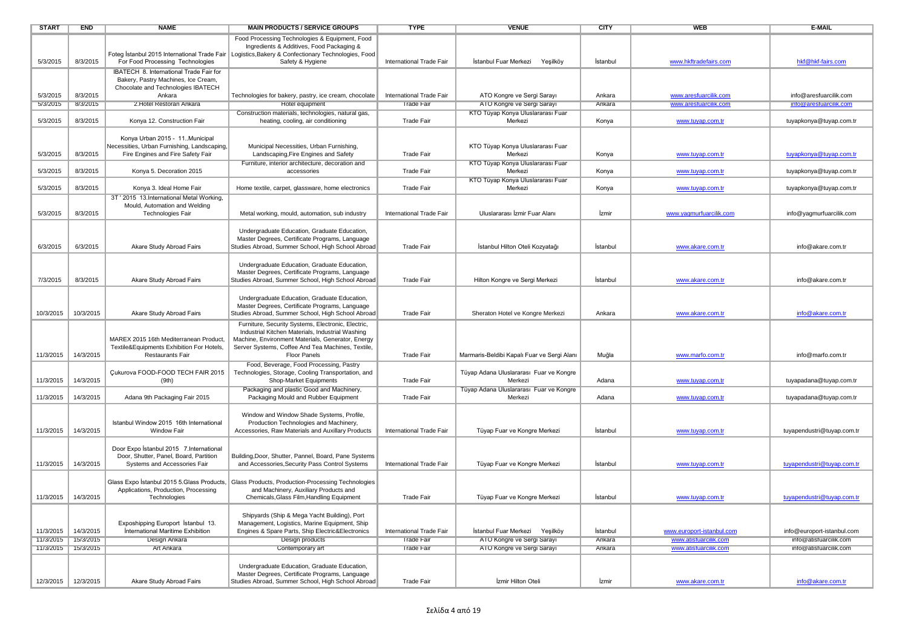| START | END | NAME | MAIN PRODUCTS / SERVICE GROUPS | TYPE | VENUE | CITY | WEB | E-MAIL |
|---|---|---|---|---|---|---|---|---|
| 5/3/2015 | 8/3/2015 | Foteg İstanbul 2015 International Trade Fair For Food Processing Technologies | Food Processing Technologies & Equipment, Food Ingredients & Additives, Food Packaging & Logistics,Bakery & Confectionary Technologies, Food Safety & Hygiene | International Trade Fair | İstanbul Fuar Merkezi Yeşilköy | İstanbul | www.hkftradefairs.com | hkf@hkf-fairs.com |
| 5/3/2015 | 8/3/2015 | IBATECH 8. International Trade Fair for Bakery, Pastry Machines, Ice Cream, Chocolate and Technologies IBATECH Ankara | Technologies for bakery, pastry, ice cream, chocolate | International Trade Fair | ATO Kongre ve Sergi Sarayı | Ankara | www.aresfuarcilik.com | info@aresfuarcilik.com |
| 5/3/2015 | 8/3/2015 | 2.Hotel Restoran Ankara | Hotel equipment | Trade Fair | ATO Kongre ve Sergi Sarayı | Ankara | www.aresfuarcilik.com | info@aresfuarcilik.com |
| 5/3/2015 | 8/3/2015 | Konya 12. Construction Fair | Construction materials, technologies, natural gas, heating, cooling, air conditioning | Trade Fair | KTO Tüyap Konya Uluslararası Fuar Merkezi | Konya | www.tuyap.com.tr | tuyapkonya@tuyap.com.tr |
| 5/3/2015 | 8/3/2015 | Konya Urban 2015 - 11..Municipal Necessities, Urban Furnishing, Landscaping, Fire Engines and Fire Safety Fair | Municipal Necessities, Urban Furnishing, Landscaping,Fire Engines and Safety | Trade Fair | KTO Tüyap Konya Uluslararası Fuar Merkezi | Konya | www.tuyap.com.tr | tuyapkonya@tuyap.com.tr |
| 5/3/2015 | 8/3/2015 | Konya 5. Decoration 2015 | Furniture, interior architecture, decoration and accessories | Trade Fair | KTO Tüyap Konya Uluslararası Fuar Merkezi | Konya | www.tuyap.com.tr | tuyapkonya@tuyap.com.tr |
| 5/3/2015 | 8/3/2015 | Konya 3. Ideal Home Fair | Home textile, carpet, glassware, home electronics | Trade Fair | KTO Tüyap Konya Uluslararası Fuar Merkezi | Konya | www.tuyap.com.tr | tuyapkonya@tuyap.com.tr |
| 5/3/2015 | 8/3/2015 | 3T ' 2015 13.International Metal Working, Mould, Automation and Welding Technologies Fair | Metal working, mould, automation, sub industry | International Trade Fair | Uluslararası İzmir Fuar Alanı | İzmir | www.yagmurfuarcilik.com | info@yagmurfuarcilik.com |
| 6/3/2015 | 6/3/2015 | Akare Study Abroad Fairs | Undergraduate Education, Graduate Education, Master Degrees, Certificate Programs, Language Studies Abroad, Summer School, High School Abroad | Trade Fair | İstanbul Hilton Oteli Kozyatağı | İstanbul | www.akare.com.tr | info@akare.com.tr |
| 7/3/2015 | 8/3/2015 | Akare Study Abroad Fairs | Undergraduate Education, Graduate Education, Master Degrees, Certificate Programs, Language Studies Abroad, Summer School, High School Abroad | Trade Fair | Hilton Kongre ve Sergi Merkezi | İstanbul | www.akare.com.tr | info@akare.com.tr |
| 10/3/2015 | 10/3/2015 | Akare Study Abroad Fairs | Undergraduate Education, Graduate Education, Master Degrees, Certificate Programs, Language Studies Abroad, Summer School, High School Abroad | Trade Fair | Sheraton Hotel ve Kongre Merkezi | Ankara | www.akare.com.tr | info@akare.com.tr |
| 11/3/2015 | 14/3/2015 | MAREX 2015 16th Mediterranean Product, Textile&Equipments Exhibition For Hotels, Restaurants Fair | Furniture, Security Systems, Electronic, Electric, Industrial Kitchen Materials, Industrial Washing Machine, Environment Materials, Generator, Energy Server Systems, Coffee And Tea Machines, Textile, Floor Panels | Trade Fair | Marmaris-Beldibi Kapalı Fuar ve Sergi Alanı | Muğla | www.marfo.com.tr | info@marfo.com.tr |
| 11/3/2015 | 14/3/2015 | Çukurova FOOD-FOOD TECH FAIR 2015 (9th) | Food, Beverage, Food Processing, Pastry Technologies, Storage, Cooling Transportation, and Shop-Market Equipments | Trade Fair | Tüyap Adana Uluslararası Fuar ve Kongre Merkezi | Adana | www.tuyap.com.tr | tuyapadana@tuyap.com.tr |
| 11/3/2015 | 14/3/2015 | Adana 9th Packaging Fair 2015 | Packaging and plastic Good and Machinery, Packaging Mould and Rubber Equipment | Trade Fair | Tüyap Adana Uluslararası Fuar ve Kongre Merkezi | Adana | www.tuyap.com.tr | tuyapadana@tuyap.com.tr |
| 11/3/2015 | 14/3/2015 | Istanbul Window 2015 16th International Window Fair | Window and Window Shade Systems, Profile, Production Technologies and Machinery, Accessories, Raw Materials and Auxillary Products | International Trade Fair | Tüyap Fuar ve Kongre Merkezi | İstanbul | www.tuyap.com.tr | tuyapendustri@tuyap.com.tr |
| 11/3/2015 | 14/3/2015 | Door Expo İstanbul 2015 7.International Door, Shutter, Panel, Board, Partition Systems and Accessories Fair | Building,Door, Shutter, Pannel, Board, Pane Systems and Accessories,Security Pass Control Systems | International Trade Fair | Tüyap Fuar ve Kongre Merkezi | İstanbul | www.tuyap.com.tr | tuyapendustri@tuyap.com.tr |
| 11/3/2015 | 14/3/2015 | Glass Expo İstanbul 2015 5.Glass Products, Applications, Production, Processing Technologies | Glass Products, Production-Processing Technologies and Machinery, Auxiliary Products and Chemicals,Glass Film,Handling Equipment | Trade Fair | Tüyap Fuar ve Kongre Merkezi | İstanbul | www.tuyap.com.tr | tuyapendustri@tuyap.com.tr |
| 11/3/2015 | 14/3/2015 | Exposhipping Europort İstanbul 13. International Maritime Exhibition | Shipyards (Ship & Mega Yacht Building), Port Management, Logistics, Marine Equipment, Ship Engines & Spare Parts, Ship Electric&Electronics | International Trade Fair | İstanbul Fuar Merkezi Yeşilköy | İstanbul | www.europort-istanbul.com | info@europort-istanbul.com |
| 11/3/2015 | 15/3/2015 | Design Ankara | Design products | Trade Fair | ATO Kongre ve Sergi Sarayı | Ankara | www.atisfuarcilik.com | info@atisfuarcilik.com |
| 11/3/2015 | 15/3/2015 | Art Ankara | Contemporary art | Trade Fair | ATO Kongre ve Sergi Sarayı | Ankara | www.atisfuarcilik.com | info@atisfuarcilik.com |
| 12/3/2015 | 12/3/2015 | Akare Study Abroad Fairs | Undergraduate Education, Graduate Education, Master Degrees, Certificate Programs, Language Studies Abroad, Summer School, High School Abroad | Trade Fair | İzmir Hilton Oteli | İzmir | www.akare.com.tr | info@akare.com.tr |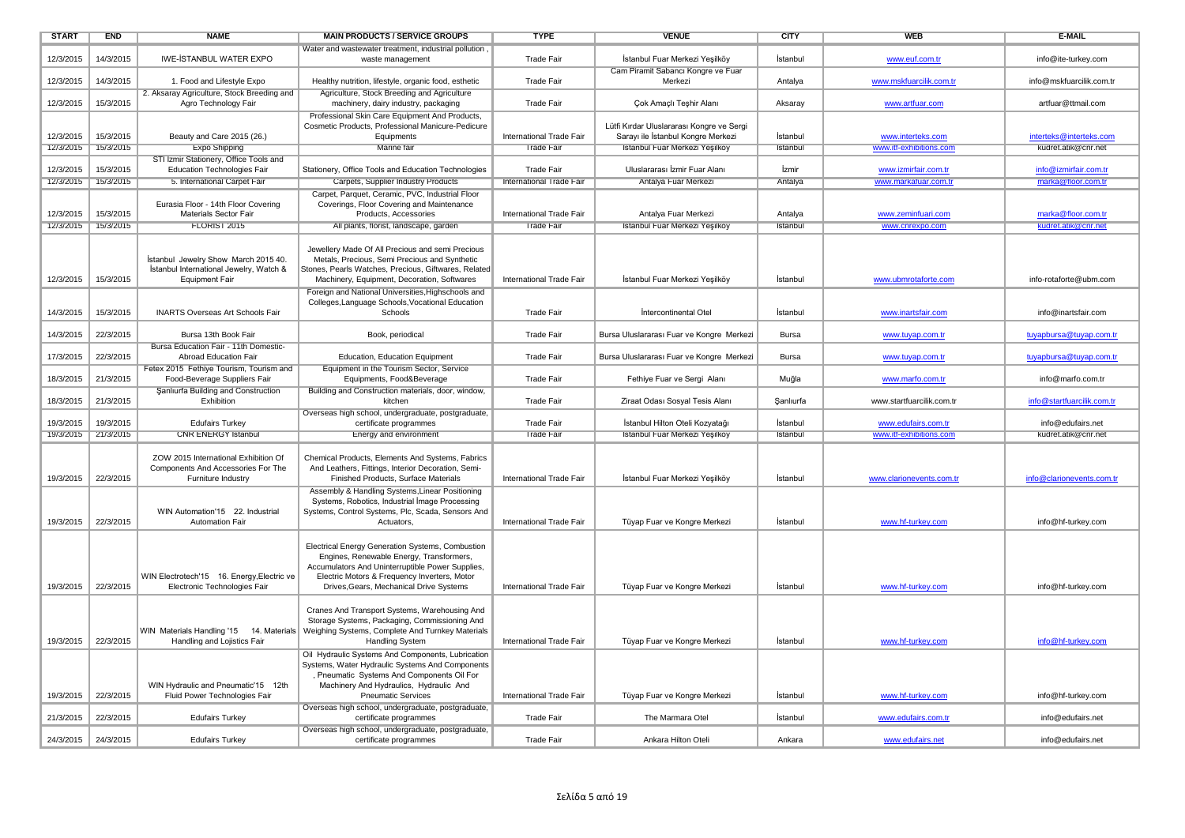| START | END | NAME | MAIN PRODUCTS / SERVICE GROUPS | TYPE | VENUE | CITY | WEB | E-MAIL |
|---|---|---|---|---|---|---|---|---|
| 12/3/2015 | 14/3/2015 | IWE-İSTANBUL WATER EXPO | Water and wastewater treatment, industrial pollution , waste management | Trade Fair | İstanbul Fuar Merkezi Yeşilköy | İstanbul | www.euf.com.tr | info@ite-turkey.com |
| 12/3/2015 | 14/3/2015 | 1. Food and Lifestyle Expo | Healthy nutrition, lifestyle, organic food, esthetic | Trade Fair | Cam Piramit Sabancı Kongre ve Fuar Merkezi | Antalya | www.mskfuarcilik.com.tr | info@mskfuarcilik.com.tr |
| 12/3/2015 | 15/3/2015 | 2. Aksaray Agriculture, Stock Breeding and Agro Technology Fair | Agriculture, Stock Breeding and Agriculture machinery, dairy industry, packaging | Trade Fair | Çok Amaçlı Teşhir Alanı | Aksaray | www.artfuar.com | artfuar@ttmail.com |
| 12/3/2015 | 15/3/2015 | Beauty and Care 2015 (26.) | Professional Skin Care Equipment And Products, Cosmetic Products, Professional Manicure-Pedicure Equipments | International Trade Fair | Lütfi Kırdar Uluslararası Kongre ve Sergi Sarayı ile İstanbul Kongre Merkezi | İstanbul | www.interteks.com | interteks@interteks.com |
| 12/3/2015 | 15/3/2015 | Expo Shipping | Marine fair | Trade Fair | İstanbul Fuar Merkezi Yeşilköy | İstanbul | www.itf-exhibitions.com | kudret.atik@cnr.net |
| 12/3/2015 | 15/3/2015 | STİ İzmir Stationery, Office Tools and Education Technologies Fair | Stationery, Office Tools and Education Technologies | Trade Fair | Uluslararası İzmir Fuar Alanı | İzmir | www.izmirfair.com.tr | info@izmirfair.com.tr |
| 12/3/2015 | 15/3/2015 | 5. International Carpet Fair | Carpets, Supplier Industry Products | International Trade Fair | Antalya Fuar Merkezi | Antalya | www.markafuar.com.tr | marka@floor.com.tr |
| 12/3/2015 | 15/3/2015 | Eurasia Floor - 14th Floor Covering Materials Sector Fair | Carpet, Parquet, Ceramic, PVC, Industrial Floor Coverings, Floor Covering and Maintenance Products, Accessories | International Trade Fair | Antalya Fuar Merkezi | Antalya | www.zeminfuari.com | marka@floor.com.tr |
| 12/3/2015 | 15/3/2015 | FLORIST 2015 | All plants, florist, landscape, garden | Trade Fair | İstanbul Fuar Merkezi Yeşilköy | İstanbul | www.cnrexpo.com | kudret.atik@cnr.net |
| 12/3/2015 | 15/3/2015 | İstanbul Jewelry Show March 2015 40. İstanbul International Jewelry, Watch & Equipment Fair | Jewellery Made Of All Precious and semi Precious Metals, Precious, Semi Precious and Synthetic Stones, Pearls Watches, Precious, Giftwares, Related Machinery, Equipment, Decoration, Softwares | International Trade Fair | İstanbul Fuar Merkezi Yeşilköy | İstanbul | www.ubmrotaforte.com | info-rotaforte@ubm.com |
| 14/3/2015 | 15/3/2015 | INARTS Overseas Art Schools Fair | Foreign and National Universities,Highschools and Colleges,Language Schools,Vocational Education Schools | Trade Fair | İntercontinental Otel | İstanbul | www.inartsfair.com | info@inartsfair.com |
| 14/3/2015 | 22/3/2015 | Bursa 13th Book Fair | Book, periodical | Trade Fair | Bursa Uluslararası Fuar ve Kongre Merkezi | Bursa | www.tuyap.com.tr | tuyapbursa@tuyap.com.tr |
| 17/3/2015 | 22/3/2015 | Bursa Education Fair - 11th Domestic-Abroad Education Fair | Education, Education Equipment | Trade Fair | Bursa Uluslararası Fuar ve Kongre Merkezi | Bursa | www.tuyap.com.tr | tuyapbursa@tuyap.com.tr |
| 18/3/2015 | 21/3/2015 | Fetex 2015 Fethiye Tourism, Tourism and Food-Beverage Suppliers Fair | Equipment in the Tourism Sector, Service Equipments, Food&Beverage | Trade Fair | Fethiye Fuar ve Sergi Alanı | Muğla | www.marfo.com.tr | info@marfo.com.tr |
| 18/3/2015 | 21/3/2015 | Şanlıurfa Building and Construction Exhibition | Building and Construction materials, door, window, kitchen | Trade Fair | Ziraat Odası Sosyal Tesis Alanı | Şanlıurfa | www.startfuarcilik.com.tr | info@startfuarcilik.com.tr |
| 19/3/2015 | 19/3/2015 | Edufairs Turkey | Overseas high school, undergraduate, postgraduate, certificate programmes | Trade Fair | İstanbul Hilton Oteli Kozyatağı | İstanbul | www.edufairs.com.tr | info@edufairs.net |
| 19/3/2015 | 21/3/2015 | CNR ENERGY İstanbul | Energy and environment | Trade Fair | İstanbul Fuar Merkezi Yeşilköy | İstanbul | www.itf-exhibitions.com | kudret.atik@cnr.net |
| 19/3/2015 | 22/3/2015 | ZOW 2015 International Exhibition Of Components And Accessories For The Furniture Industry | Chemical Products, Elements And Systems, Fabrics And Leathers, Fittings, Interior Decoration, Semi-Finished Products, Surface Materials | International Trade Fair | İstanbul Fuar Merkezi Yeşilköy | İstanbul | www.clarionevents.com.tr | info@clarionevents.com.tr |
| 19/3/2015 | 22/3/2015 | WIN Automation'15 22. Industrial Automation Fair | Assembly & Handling Systems,Linear Positioning Systems, Robotics, Industrial İmage Processing Systems, Control Systems, Plc, Scada, Sensors And Actuators, | International Trade Fair | Tüyap Fuar ve Kongre Merkezi | İstanbul | www.hf-turkey.com | info@hf-turkey.com |
| 19/3/2015 | 22/3/2015 | WIN Electrotech'15 16. Energy,Electric ve Electronic Technologies Fair | Electrical Energy Generation Systems, Combustion Engines, Renewable Energy, Transformers, Accumulators And Uninterruptible Power Supplies, Electric Motors & Frequency Inverters, Motor Drives,Gears, Mechanical Drive Systems | International Trade Fair | Tüyap Fuar ve Kongre Merkezi | İstanbul | www.hf-turkey.com | info@hf-turkey.com |
| 19/3/2015 | 22/3/2015 | WIN Materials Handling '15 14. Materials Handling and Lojistics Fair | Cranes And Transport Systems, Warehousing And Storage Systems, Packaging, Commissioning And Weighing Systems, Complete And Turnkey Materials Handling System | International Trade Fair | Tüyap Fuar ve Kongre Merkezi | İstanbul | www.hf-turkey.com | info@hf-turkey.com |
| 19/3/2015 | 22/3/2015 | WIN Hydraulic and Pneumatic'15 12th Fluid Power Technologies Fair | Oil Hydraulic Systems And Components, Lubrication Systems, Water Hydraulic Systems And Components , Pneumatic Systems And Components Oil For Machinery And Hydraulics, Hydraulic And Pneumatic Services | International Trade Fair | Tüyap Fuar ve Kongre Merkezi | İstanbul | www.hf-turkey.com | info@hf-turkey.com |
| 21/3/2015 | 22/3/2015 | Edufairs Turkey | Overseas high school, undergraduate, postgraduate, certificate programmes | Trade Fair | The Marmara Otel | İstanbul | www.edufairs.com.tr | info@edufairs.net |
| 24/3/2015 | 24/3/2015 | Edufairs Turkey | Overseas high school, undergraduate, postgraduate, certificate programmes | Trade Fair | Ankara Hilton Oteli | Ankara | www.edufairs.net | info@edufairs.net |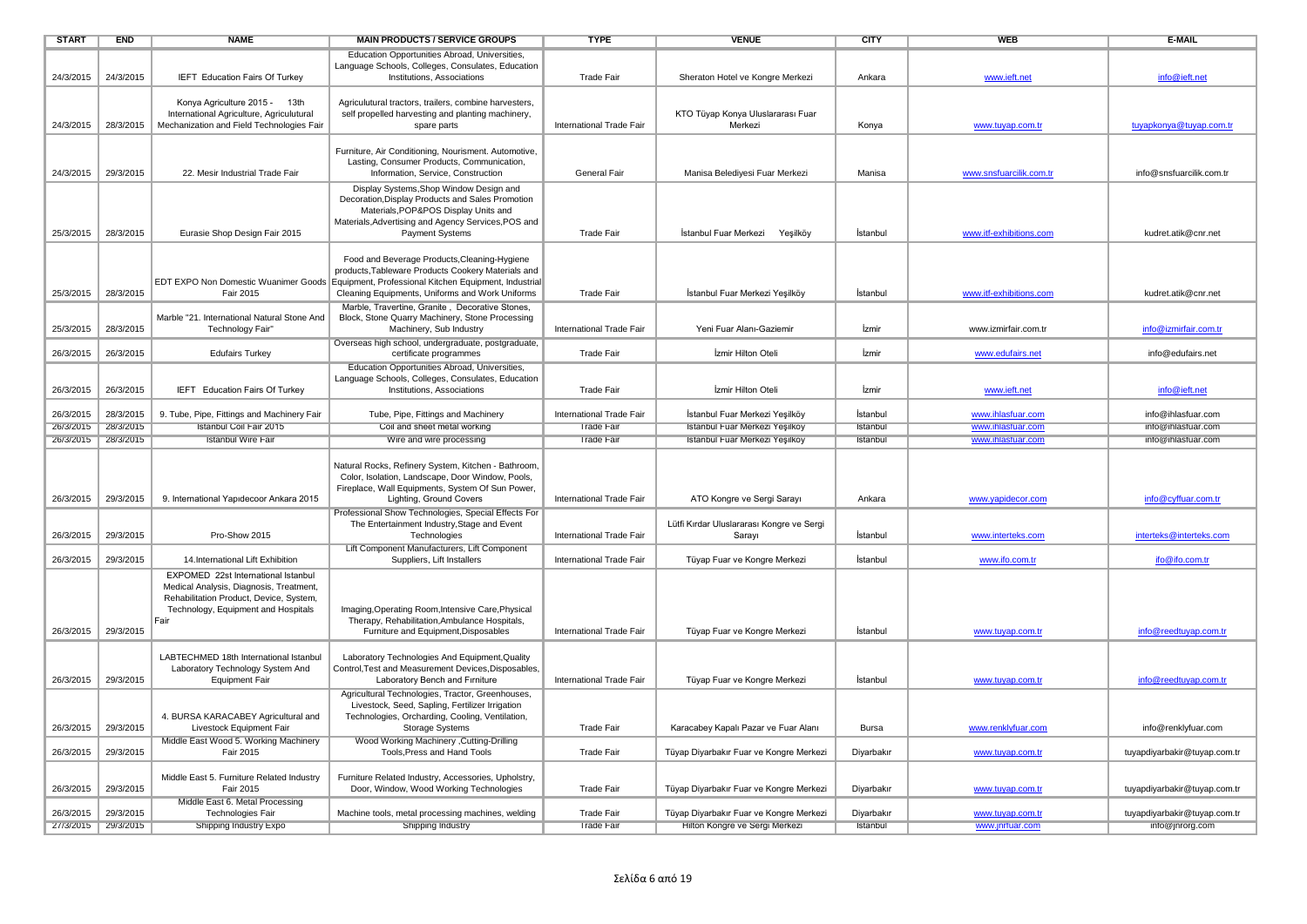| START | END | NAME | MAIN PRODUCTS / SERVICE GROUPS | TYPE | VENUE | CITY | WEB | E-MAIL |
|---|---|---|---|---|---|---|---|---|
| 24/3/2015 | 24/3/2015 | IEFT Education Fairs Of Turkey | Education Opportunities Abroad, Universities, Language Schools, Colleges, Consulates, Education Institutions, Associations | Trade Fair | Sheraton Hotel ve Kongre Merkezi | Ankara | www.ieft.net | info@ieft.net |
| 24/3/2015 | 28/3/2015 | Konya Agriculture 2015 - 13th International Agriculture, Agriculutural Mechanization and Field Technologies Fair | Agriculutural tractors, trailers, combine harvesters, self propelled harvesting and planting machinery, spare parts | International Trade Fair | KTO Tüyap Konya Uluslararası Fuar Merkezi | Konya | www.tuyap.com.tr | tuyapkonya@tuyap.com.tr |
| 24/3/2015 | 29/3/2015 | 22. Mesir Industrial Trade Fair | Furniture, Air Conditioning, Nourisment. Automotive, Lasting, Consumer Products, Communication, Information, Service, Construction | General Fair | Manisa Belediyesi Fuar Merkezi | Manisa | www.snsfuarcilik.com.tr | info@snsfuarcilik.com.tr |
| 25/3/2015 | 28/3/2015 | Eurasie Shop Design Fair 2015 | Display Systems,Shop Window Design and Decoration,Display Products and Sales Promotion Materials,POP&POS Display Units and Materials,Advertising and Agency Services,POS and Payment Systems | Trade Fair | İstanbul Fuar Merkezi Yeşilköy | İstanbul | www.itf-exhibitions.com | kudret.atik@cnr.net |
| 25/3/2015 | 28/3/2015 | EDT EXPO Non Domestic Wuanimer Goods Fair 2015 | Food and Beverage Products,Cleaning-Hygiene products,Tableware Products Cookery Materials and Equipment, Professional Kitchen Equipment, Industrial Cleaning Equipments, Uniforms and Work Uniforms | Trade Fair | İstanbul Fuar Merkezi Yeşilköy | İstanbul | www.itf-exhibitions.com | kudret.atik@cnr.net |
| 25/3/2015 | 28/3/2015 | Marble "21. International Natural Stone And Technology Fair" | Marble, Travertine, Granite , Decorative Stones, Block, Stone Quarry Machinery, Stone Processing Machinery, Sub Industry | International Trade Fair | Yeni Fuar Alanı-Gaziemir | İzmir | www.izmirfair.com.tr | info@izmirfair.com.tr |
| 26/3/2015 | 26/3/2015 | Edufairs Turkey | Overseas high school, undergraduate, postgraduate, certificate programmes | Trade Fair | İzmir Hilton Oteli | İzmir | www.edufairs.net | info@edufairs.net |
| 26/3/2015 | 26/3/2015 | IEFT Education Fairs Of Turkey | Education Opportunities Abroad, Universities, Language Schools, Colleges, Consulates, Education Institutions, Associations | Trade Fair | İzmir Hilton Oteli | İzmir | www.ieft.net | info@ieft.net |
| 26/3/2015 | 28/3/2015 | 9. Tube, Pipe, Fittings and Machinery Fair | Tube, Pipe, Fittings and Machinery | International Trade Fair | İstanbul Fuar Merkezi Yeşilköy | İstanbul | www.ihlasfuar.com | info@ihlasfuar.com |
| 26/3/2015 | 28/3/2015 | Istanbul Coil Fair 2015 | Coil and sheet metal working | Trade Fair | Istanbul Fuar Merkezi Yeşilkoy | Istanbul | www.ihlasfuar.com | info@ihlasfuar.com |
| 26/3/2015 | 28/3/2015 | Istanbul Wire Fair | Wire and wire processing | Trade Fair | Istanbul Fuar Merkezi Yeşilkoy | Istanbul | www.ihlasfuar.com | info@ihlasfuar.com |
| 26/3/2015 | 29/3/2015 | 9. International Yapıdecoor Ankara 2015 | Natural Rocks, Refinery System, Kitchen - Bathroom, Color, Isolation, Landscape, Door Window, Pools, Fireplace, Wall Equipments, System Of Sun Power, Lighting, Ground Covers | International Trade Fair | ATO Kongre ve Sergi Sarayı | Ankara | www.yapidecor.com | info@cyffuar.com.tr |
| 26/3/2015 | 29/3/2015 | Pro-Show 2015 | Professional Show Technologies, Special Effects For The Entertainment Industry,Stage and Event Technologies | International Trade Fair | Lütfi Kırdar Uluslararası Kongre ve Sergi Sarayı | İstanbul | www.interteks.com | interteks@interteks.com |
| 26/3/2015 | 29/3/2015 | 14.International Lift Exhibition | Lift Component Manufacturers, Lift Component Suppliers, Lift Installers | International Trade Fair | Tüyap Fuar ve Kongre Merkezi | İstanbul | www.ifo.com.tr | ifo@ifo.com.tr |
| 26/3/2015 | 29/3/2015 | EXPOMED 22st International Istanbul Medical Analysis, Diagnosis, Treatment, Rehabilitation Product, Device, System, Technology, Equipment and Hospitals Fair | Imaging,Operating Room,Intensive Care,Physical Therapy, Rehabilitation,Ambulance Hospitals, Furniture and Equipment,Disposables | International Trade Fair | Tüyap Fuar ve Kongre Merkezi | İstanbul | www.tuyap.com.tr | info@reedtuyap.com.tr |
| 26/3/2015 | 29/3/2015 | LABTECHMED 18th International Istanbul Laboratory Technology System And Equipment Fair | Laboratory Technologies And Equipment,Quality Control,Test and Measurement Devices,Disposables, Laboratory Bench and Fırniture | International Trade Fair | Tüyap Fuar ve Kongre Merkezi | İstanbul | www.tuyap.com.tr | info@reedtuyap.com.tr |
| 26/3/2015 | 29/3/2015 | 4. BURSA KARACABEY Agricultural and Livestock Equipment Fair | Agricultural Technologies, Tractor, Greenhouses, Livestock, Seed, Sapling, Fertilizer Irrigation Technologies, Orcharding, Cooling, Ventilation, Storage Systems | Trade Fair | Karacabey Kapalı Pazar ve Fuar Alanı | Bursa | www.renklyfuar.com | info@renklyfuar.com |
| 26/3/2015 | 29/3/2015 | Middle East Wood 5. Working Machinery Fair 2015 | Wood Working Machinery ,Cutting-Drilling Tools,Press and Hand Tools | Trade Fair | Tüyap Diyarbakır Fuar ve Kongre Merkezi | Diyarbakır | www.tuyap.com.tr | tuyapdiyarbakir@tuyap.com.tr |
| 26/3/2015 | 29/3/2015 | Middle East 5. Furniture Related Industry Fair 2015 | Furniture Related Industry, Accessories, Upholstry, Door, Window, Wood Working Technologies | Trade Fair | Tüyap Diyarbakır Fuar ve Kongre Merkezi | Diyarbakır | www.tuyap.com.tr | tuyapdiyarbakir@tuyap.com.tr |
| 26/3/2015 | 29/3/2015 | Middle East 6. Metal Processing Technologies Fair | Machine tools, metal processing machines, welding | Trade Fair | Tüyap Diyarbakır Fuar ve Kongre Merkezi | Diyarbakır | www.tuyap.com.tr | tuyapdiyarbakir@tuyap.com.tr |
| 27/3/2015 | 29/3/2015 | Shipping Industry Expo | Shipping Industry | Trade Fair | Hilton Kongre ve Sergi Merkezi | Istanbul | www.jnrfuar.com | info@jnrorg.com |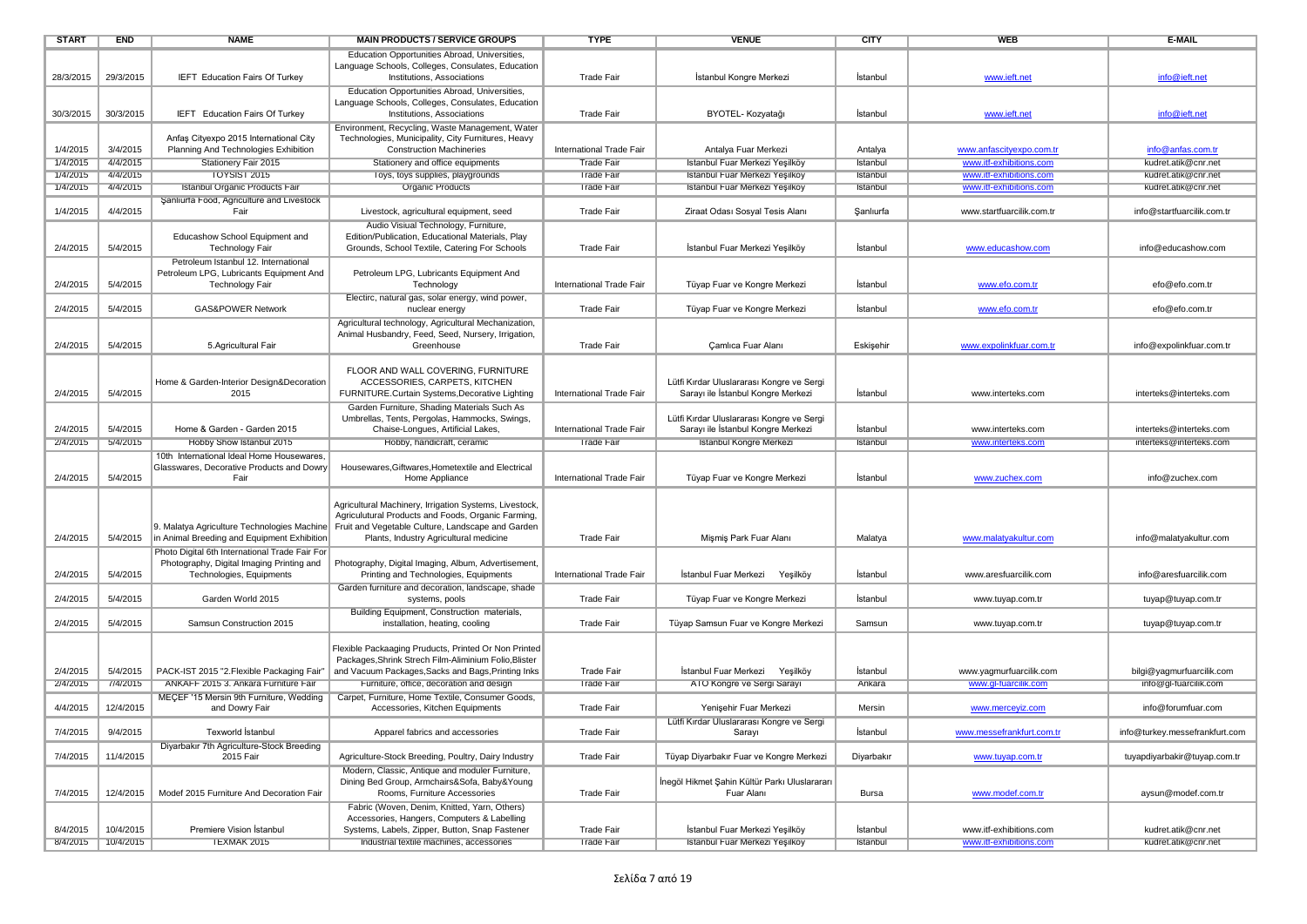| START | END | NAME | MAIN PRODUCTS / SERVICE GROUPS | TYPE | VENUE | CITY | WEB | E-MAIL |
|---|---|---|---|---|---|---|---|---|
| 28/3/2015 | 29/3/2015 | IEFT Education Fairs Of Turkey | Education Opportunities Abroad, Universities, Language Schools, Colleges, Consulates, Education Institutions, Associations | Trade Fair | İstanbul Kongre Merkezi | İstanbul | www.ieft.net | info@ieft.net |
| 30/3/2015 | 30/3/2015 | IEFT Education Fairs Of Turkey | Education Opportunities Abroad, Universities, Language Schools, Colleges, Consulates, Education Institutions, Associations | Trade Fair | BYOTEL- Kozyatağı | İstanbul | www.ieft.net | info@ieft.net |
| 1/4/2015 | 3/4/2015 | Anfaş Cityexpo 2015 International City Planning And Technologies Exhibition | Environment, Recycling, Waste Management, Water Technologies, Municipality, City Furnitures, Heavy Construction Machineries | International Trade Fair | Antalya Fuar Merkezi | Antalya | www.anfascityexpo.com.tr | info@anfas.com.tr |
| 1/4/2015 | 4/4/2015 | Stationery Fair 2015 | Stationery and office equipments | Trade Fair | İstanbul Fuar Merkezi Yeşilköy | İstanbul | www.itf-exhibitions.com | kudret.atik@cnr.net |
| 1/4/2015 | 4/4/2015 | TOYSIST 2015 | Toys, toys supplies, playgrounds | Trade Fair | İstanbul Fuar Merkezi Yeşilköy | İstanbul | www.itf-exhibitions.com | kudret.atik@cnr.net |
| 1/4/2015 | 4/4/2015 | İstanbul Organic Products Fair | Organic Products | Trade Fair | İstanbul Fuar Merkezi Yeşilköy | İstanbul | www.itf-exhibitions.com | kudret.atik@cnr.net |
| 1/4/2015 | 4/4/2015 | Şanlıurfa Food, Agriculture and Livestock Fair | Livestock, agricultural equipment, seed | Trade Fair | Ziraat Odası Sosyal Tesis Alanı | Şanlıurfa | www.startfuarcilik.com.tr | info@startfuarcilik.com.tr |
| 2/4/2015 | 5/4/2015 | Educashow School Equipment and Technology Fair | Audio Visiual Technology, Furniture, Edition/Publication, Educational Materials, Play Grounds, School Textile, Catering For Schools | Trade Fair | İstanbul Fuar Merkezi Yeşilköy | İstanbul | www.educashow.com | info@educashow.com |
| 2/4/2015 | 5/4/2015 | Petroleum Istanbul 12. International Petroleum LPG, Lubricants Equipment And Technology Fair | Petroleum LPG, Lubricants Equipment And Technology | International Trade Fair | Tüyap Fuar ve Kongre Merkezi | İstanbul | www.efo.com.tr | efo@efo.com.tr |
| 2/4/2015 | 5/4/2015 | GAS&POWER Network | Electirc, natural gas, solar energy, wind power, nuclear energy | Trade Fair | Tüyap Fuar ve Kongre Merkezi | İstanbul | www.efo.com.tr | efo@efo.com.tr |
| 2/4/2015 | 5/4/2015 | 5.Agricultural Fair | Agricultural technology, Agricultural Mechanization, Animal Husbandry, Feed, Seed, Nursery, Irrigation, Greenhouse | Trade Fair | Çamlıca Fuar Alanı | Eskişehir | www.expolinkfuar.com.tr | info@expolinkfuar.com.tr |
| 2/4/2015 | 5/4/2015 | Home & Garden-Interior Design&Decoration 2015 | FLOOR AND WALL COVERING, FURNITURE ACCESSORIES, CARPETS, KITCHEN FURNITURE.Curtain Systems,Decorative Lighting | International Trade Fair | Lütfi Kırdar Uluslararası Kongre ve Sergi Sarayı ile İstanbul Kongre Merkezi | İstanbul | www.interteks.com | interteks@interteks.com |
| 2/4/2015 | 5/4/2015 | Home & Garden - Garden 2015 | Garden Furniture, Shading Materials Such As Umbrellas, Tents, Pergolas, Hammocks, Swings, Chaise-Longues, Artificial Lakes, | International Trade Fair | Lütfi Kırdar Uluslararası Kongre ve Sergi Sarayı ile İstanbul Kongre Merkezi | İstanbul | www.interteks.com | interteks@interteks.com |
| 2/4/2015 | 5/4/2015 | Hobby Show Istanbul 2015 | Hobby, handicraft, ceramic | Trade Fair | İstanbul Kongre Merkezi | İstanbul | www.interteks.com | interteks@interteks.com |
| 2/4/2015 | 5/4/2015 | 10th International Ideal Home Housewares, Glasswares, Decorative Products and Dowry Fair | Housewares,Giftwares,Hometextile and Electrical Home Appliance | International Trade Fair | Tüyap Fuar ve Kongre Merkezi | İstanbul | www.zuchex.com | info@zuchex.com |
| 2/4/2015 | 5/4/2015 | 9. Malatya Agriculture Technologies Machine in Animal Breeding and Equipment Exhibition | Agricultural Machinery, Irrigation Systems, Livestock, Agricul​utural Products and Foods, Organic Farming, Fruit and Vegetable Culture, Landscape and Garden Plants, Industry Agricultural medicine | Trade Fair | Mişmiş Park Fuar Alanı | Malatya | www.malatyakultur.com | info@malatyakultur.com |
| 2/4/2015 | 5/4/2015 | Photo Digital 6th International Trade Fair For Photography, Digital Imaging Printing and Technologies, Equipments | Photography, Digital Imaging, Album, Advertisement, Printing and Technologies, Equipments | International Trade Fair | İstanbul Fuar Merkezi Yeşilköy | İstanbul | www.aresfuarcilik.com | info@aresfuarcilik.com |
| 2/4/2015 | 5/4/2015 | Garden World 2015 | Garden furniture and decoration, landscape, shade systems, pools | Trade Fair | Tüyap Fuar ve Kongre Merkezi | İstanbul | www.tuyap.com.tr | tuyap@tuyap.com.tr |
| 2/4/2015 | 5/4/2015 | Samsun Construction 2015 | Building Equipment, Construction materials, installation, heating, cooling | Trade Fair | Tüyap Samsun Fuar ve Kongre Merkezi | Samsun | www.tuyap.com.tr | tuyap@tuyap.com.tr |
| 2/4/2015 | 5/4/2015 | PACK-IST 2015 "2.Flexible Packaging Fair" | Flexible Packaaging Pruducts, Printed Or Non Printed Packages,Shrink Strech Film-Aliminium Folio,Blister and Vacuum Packages,Sacks and Bags,Printing Inks | Trade Fair | İstanbul Fuar Merkezi Yeşilköy | İstanbul | www.yagmurfuarcilik.com | bilgi@yagmurfuarcilik.com |
| 2/4/2015 | 7/4/2015 | ANKAFF 2015 3. Ankara Furniture Fair | Furniture, office, decoration and design | Trade Fair | ATO Kongre ve Sergi Sarayı | Ankara | www.gl-fuarcilik.com | info@gl-fuarcilik.com |
| 4/4/2015 | 12/4/2015 | MEÇEF '15 Mersin 9th Furniture, Wedding and Dowry Fair | Carpet, Furniture, Home Textile, Consumer Goods, Accessories, Kitchen Equipments | Trade Fair | Yenişehir Fuar Merkezi | Mersin | www.merceyiz.com | info@forumfuar.com |
| 7/4/2015 | 9/4/2015 | Texworld İstanbul | Apparel fabrics and accessories | Trade Fair | Lütfi Kırdar Uluslararası Kongre ve Sergi Sarayı | İstanbul | www.messefrankfurt.com.tr | info@turkey.messefrankfurt.com |
| 7/4/2015 | 11/4/2015 | Diyarbakır 7th Agriculture-Stock Breeding 2015 Fair | Agriculture-Stock Breeding, Poultry, Dairy Industry | Trade Fair | Tüyap Diyarbakır Fuar ve Kongre Merkezi | Diyarbakır | www.tuyap.com.tr | tuyapdiyarbakir@tuyap.com.tr |
| 7/4/2015 | 12/4/2015 | Modef 2015 Furniture And Decoration Fair | Modern, Classic, Antique and moduler Furniture, Dining Bed Group, Armchairs&Sofa, Baby&Young Rooms, Furniture Accessories | Trade Fair | İnegöl Hikmet Şahin Kültür Parkı Uluslararar Fuar Alanı | Bursa | www.modef.com.tr | aysun@modef.com.tr |
| 8/4/2015 | 10/4/2015 | Premiere Vision İstanbul | Fabric (Woven, Denim, Knitted, Yarn, Others) Accessories, Hangers, Computers & Labelling Systems, Labels, Zipper, Button, Snap Fastener | Trade Fair | İstanbul Fuar Merkezi Yeşilköy | İstanbul | www.itf-exhibitions.com | kudret.atik@cnr.net |
| 8/4/2015 | 10/4/2015 | TEXMAK 2015 | Industrial textile machines, accessories | Trade Fair | İstanbul Fuar Merkezi Yeşilköy | İstanbul | www.itf-exhibitions.com | kudret.atik@cnr.net |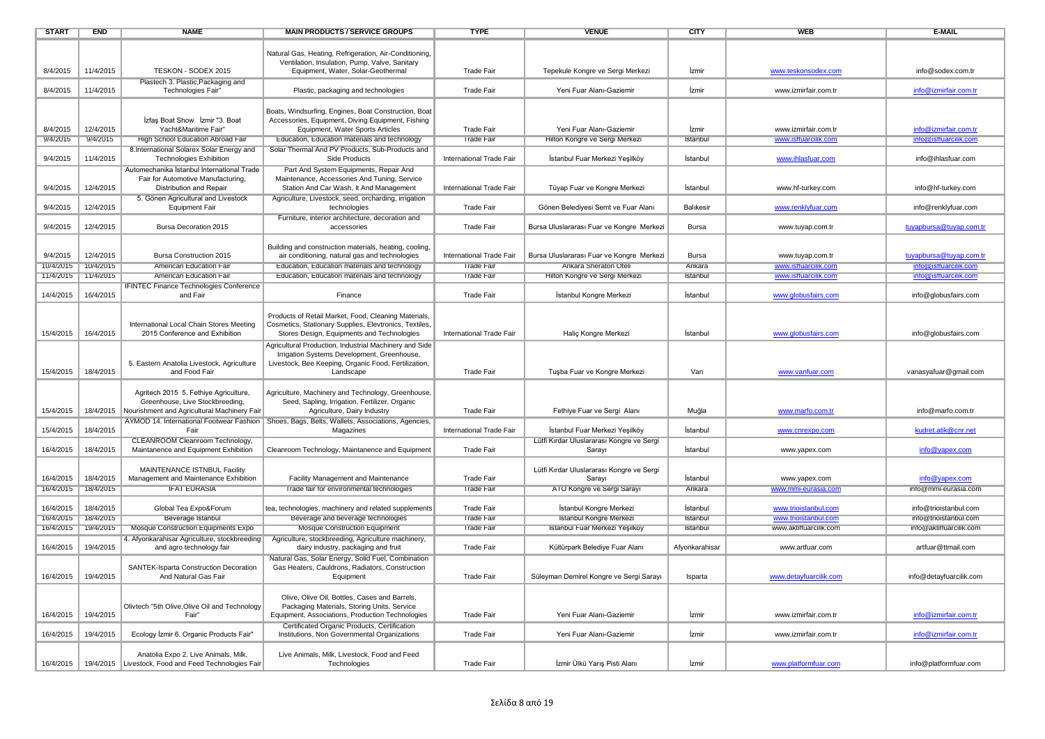| START | END | NAME | MAIN PRODUCTS / SERVICE GROUPS | TYPE | VENUE | CITY | WEB | E-MAIL |
|---|---|---|---|---|---|---|---|---|
| 8/4/2015 | 11/4/2015 | TESKON - SODEX 2015 | Natural Gas, Heating, Refrigeration, Air-Conditioning, Ventilation, Insulation, Pump, Valve, Sanitary Equipment, Water, Solar-Geothermal | Trade Fair | Tepekule Kongre ve Sergi Merkezi | İzmir | www.teskonsodex.com | info@sodex.com.tr |
| 8/4/2015 | 11/4/2015 | Plastech 3. Plastic,Packaging and Technologies Fair" | Plastic, packaging and technologies | Trade Fair | Yeni Fuar Alanı-Gaziemir | İzmir | www.izmirfair.com.tr | info@izmirfair.com.tr |
| 8/4/2015 | 12/4/2015 | İzfaş Boat Show İzmir "3. Boat Yacht&Maritime Fair" | Boats, Windsurfing, Engines, Boat Construction, Boat Accessories, Equipment, Diving Equipment, Fishing Equipment, Water Sports Articles | Trade Fair | Yeni Fuar Alanı-Gaziemir | İzmir | www.izmirfair.com.tr | info@izmirfair.com.tr |
| 9/4/2015 | 9/4/2015 | High School Education Abroad Fair | Education, Education materials and technology | Trade Fair | Hilton Kongre ve Sergi Merkezi | İstanbul | www.istfuarcilik.com | info@istfuarcilik.com |
| 9/4/2015 | 11/4/2015 | 8.International Solarex Solar Energy and Technologies Exhibition | Solar Thermal And PV Products, Sub-Products and Side Products | International Trade Fair | İstanbul Fuar Merkezi Yeşilköy | İstanbul | www.ihlasfuar.com | info@ihlasfuar.com |
| 9/4/2015 | 12/4/2015 | Automechanika İstanbul International Trade Fair for Automotive Manufacturing, Distribution and Repair | Part And System Equipments, Repair And Maintenance, Accessories And Tuning, Service Station And Car Wash, It And Management | International Trade Fair | Tüyap Fuar ve Kongre Merkezi | İstanbul | www.hf-turkey.com | info@hf-turkey.com |
| 9/4/2015 | 12/4/2015 | 5. Gönen Agricultural and Livestock Equipment Fair | Agriculture, Livestock, seed, orcharding, irrigation technologies | Trade Fair | Gönen Belediyesi Semt ve Fuar Alanı | Balıkesir | www.renklyfuar.com | info@renklyfuar.com |
| 9/4/2015 | 12/4/2015 | Bursa Decoration 2015 | Furniture, interior architecture, decoration and accessories | Trade Fair | Bursa Uluslararası Fuar ve Kongre Merkezi | Bursa | www.tuyap.com.tr | tuyapbursa@tuyap.com.tr |
| 9/4/2015 | 12/4/2015 | Bursa Construction 2015 | Building and construction materials, heating, cooling, air conditioning, natural gas and technologies | International Trade Fair | Bursa Uluslararası Fuar ve Kongre Merkezi | Bursa | www.tuyap.com.tr | tuyapbursa@tuyap.com.tr |
| 10/4/2015 | 10/4/2015 | American Education Fair | Education, Education materials and technology | Trade Fair | Ankara Sheraton Oteli | Ankara | www.istfuarcilik.com | info@istfuarcilik.com |
| 11/4/2015 | 11/4/2015 | American Education Fair | Education, Education materials and technology | Trade Fair | Hilton Kongre ve Sergi Merkezi | İstanbul | www.istfuarcilik.com | info@istfuarcilik.com |
| 14/4/2015 | 16/4/2015 | IFINTEC Finance Technologies Conference and Fair | Finance | Trade Fair | İstanbul Kongre Merkezi | İstanbul | www.globusfairs.com | info@globusfairs.com |
| 15/4/2015 | 16/4/2015 | International Local Chain Stores Meeting 2015 Conference and Exhibition | Products of Retail Market, Food, Cleaning Materials, Cosmetics, Stationary Supplies, Elevtronics, Textiles, Stores Design, Equipments and Technologies | International Trade Fair | Haliç Kongre Merkezi | İstanbul | www.globusfairs.com | info@globusfairs.com |
| 15/4/2015 | 18/4/2015 | 5. Eastern Anatolia Livestock, Agriculture and Food Fair | Agricultural Production, Industrial Machinery and Side Irrigation Systems Development, Greenhouse, Livestock, Bee Keeping, Organic Food, Fertilization, Landscape | Trade Fair | Tuşba Fuar ve Kongre Merkezi | Van | www.vanfuar.com | vanasyafuar@gmail.com |
| 15/4/2015 | 18/4/2015 | Agritech 2015 5. Fethiye Agriculture, Greenhouse, Live Stockbreeding, Nourishment and Agricultural Machinery Fair | Agriculture, Machinery and Technology, Greenhouse, Seed, Sapling, Irrigation, Fertilizer, Organic Agriculture, Dairy Industry | Trade Fair | Fethiye Fuar ve Sergi Alanı | Muğla | www.marfo.com.tr | info@marfo.com.tr |
| 15/4/2015 | 18/4/2015 | AYMOD 14. International Footwear Fashion Fair | Shoes, Bags, Belts, Wallets, Associations, Agencies, Magazines | International Trade Fair | İstanbul Fuar Merkezi Yeşilköy | İstanbul | www.cnrexpo.com | kudret.atik@cnr.net |
| 16/4/2015 | 18/4/2015 | CLEANROOM Cleanroom Technology, Maintanence and Equipment Exhibition | Cleanroom Technology, Maintanence and Equipment | Trade Fair | Lütfi Kırdar Uluslararası Kongre ve Sergi Sarayı | İstanbul | www.yapex.com | info@yapex.com |
| 16/4/2015 | 18/4/2015 | MAINTENANCE ISTNBUL Facility Management and Maintenance Exhibition | Facility Management and Maintenance | Trade Fair | Lütfi Kırdar Uluslararası Kongre ve Sergi Sarayı | İstanbul | www.yapex.com | info@yapex.com |
| 16/4/2015 | 18/4/2015 | IFAT EURASIA | Trade fair for environmental technologies | Trade Fair | ATO Kongre ve Sergi Sarayı | Ankara | www.mmi-eurasia.com | info@mmi-eurasia.com |
| 16/4/2015 | 18/4/2015 | Global Tea Expo&Forum | tea, technologies, machinery and related supplements | Trade Fair | İstanbul Kongre Merkezi | İstanbul | www.trioistanbul.com | info@trioistanbul.com |
| 16/4/2015 | 18/4/2015 | Beverage İstanbul | Beverage and beverage technologies | Trade Fair | İstanbul Kongre Merkezi | İstanbul | www.trioistanbul.com | info@trioistanbul.com |
| 16/4/2015 | 19/4/2015 | Mosque Construction Equipments Expo | Mosque Construction Equipment | Trade Fair | İstanbul Fuar Merkezi Yeşilköy | İstanbul | www.aktiffuarcilik.com | info@aktiffuarcilik.com |
| 16/4/2015 | 19/4/2015 | 4. Afyonkarahisar Agriculture, stockbreeding and agro technology fair | Agriculture, stockbreeding, Agriculture machinery, dairy industry, packaging and fruit | Trade Fair | Kültürpark Belediye Fuar Alanı | Afyonkarahisar | www.artfuar.com | artfuar@ttmail.com |
| 16/4/2015 | 19/4/2015 | SANTEK-Isparta Construction Decoration And Natural Gas Fair | Natural Gas, Solar Energy, Solid Fuel, Combination Gas Heaters, Cauldrons, Radiators, Construction Equipment | Trade Fair | Süleyman Demirel Kongre ve Sergi Sarayı | Isparta | www.detayfuarcilik.com | info@detayfuarcilik.com |
| 16/4/2015 | 19/4/2015 | Olivtech "5th Olive,Olive Oil and Technology Fair" | Olive, Olive Oil, Bottles, Cases and Barrels, Packaging Materials, Storing Units, Service Equipment, Associations, Production Technologies | Trade Fair | Yeni Fuar Alanı-Gaziemir | İzmir | www.izmirfair.com.tr | info@izmirfair.com.tr |
| 16/4/2015 | 19/4/2015 | Ecology İzmir 6. Organic Products Fair" | Certificated Organic Products, Certification Institutions, Non Governmental Organizations | Trade Fair | Yeni Fuar Alanı-Gaziemir | İzmir | www.izmirfair.com.tr | info@izmirfair.com.tr |
| 16/4/2015 | 19/4/2015 | Anatolia Expo 2. Live Animals, Milk, Livestock, Food and Feed Technologies Fair | Live Animals, Milk, Livestock, Food and Feed Technologies | Trade Fair | İzmir Ülkü Yarış Pisti Alanı | İzmir | www.platformfuar.com | info@platformfuar.com |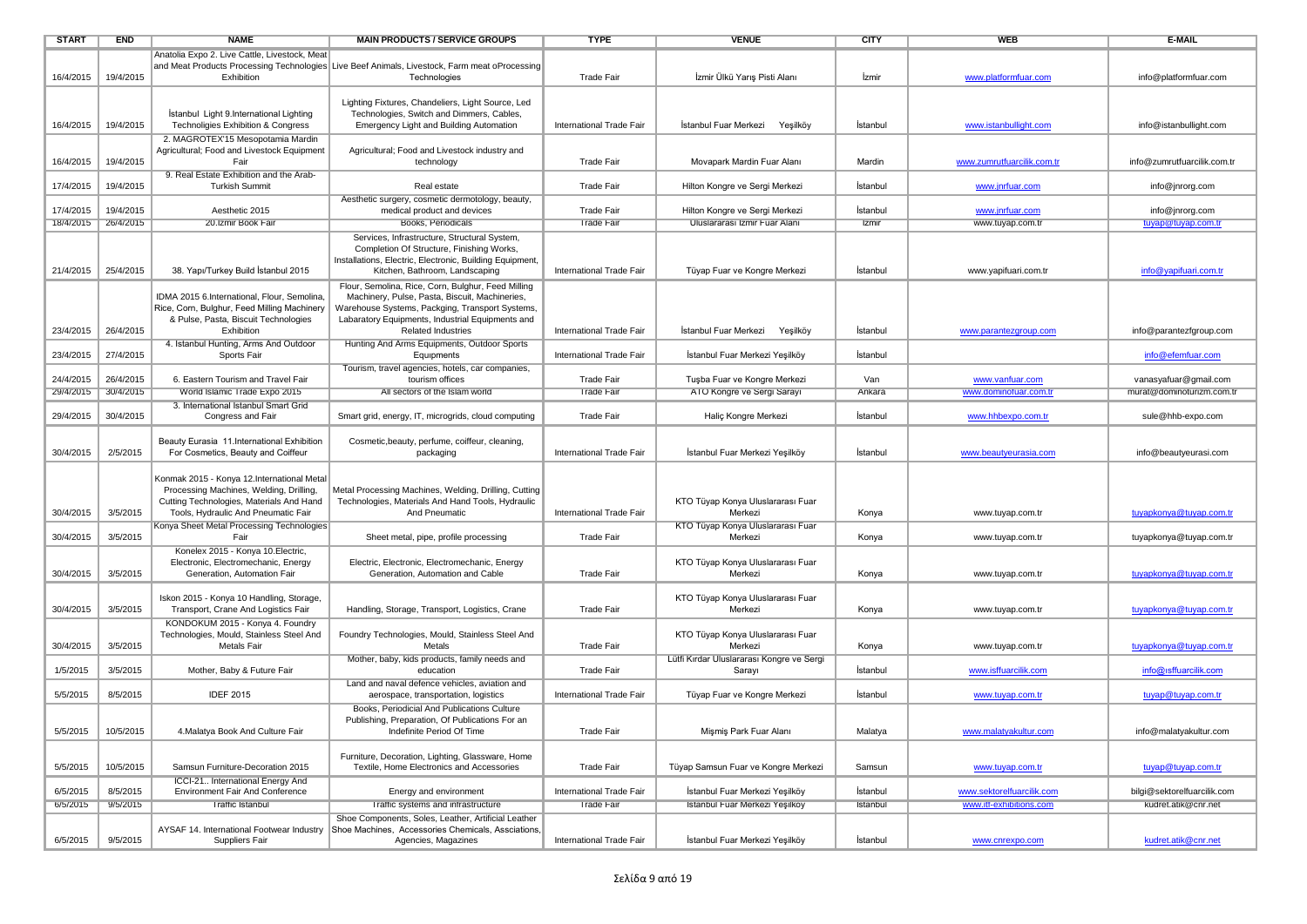| START | END | NAME | MAIN PRODUCTS / SERVICE GROUPS | TYPE | VENUE | CITY | WEB | E-MAIL |
|---|---|---|---|---|---|---|---|---|
| 16/4/2015 | 19/4/2015 | Anatolia Expo 2. Live Cattle, Livestock, Meat and Meat Products Processing Technologies Exhibition | Live Beef Animals, Livestock, Farm meat oProcessing Technologies | Trade Fair | İzmir Ülkü Yarış Pisti Alanı | İzmir | www.platformfuar.com | info@platformfuar.com |
| 16/4/2015 | 19/4/2015 | İstanbul Light 9.International Lighting Technoligies Exhibition & Congress | Lighting Fixtures, Chandeliers, Light Source, Led Technologies, Switch and Dimmers, Cables, Emergency Light and Building Automation | International Trade Fair | İstanbul Fuar Merkezi Yeşilköy | İstanbul | www.istanbullight.com | info@istanbullight.com |
| 16/4/2015 | 19/4/2015 | 2. MAGROTEX'15 Mesopotamia Mardin Agricultural; Food and Livestock Equipment Fair | Agricultural; Food and Livestock industry and technology | Trade Fair | Movapark Mardin Fuar Alanı | Mardin | www.zumrutfuarcilik.com.tr | info@zumrutfuarcilik.com.tr |
| 17/4/2015 | 19/4/2015 | 9. Real Estate Exhibition and the Arab-Turkish Summit | Real estate | Trade Fair | Hilton Kongre ve Sergi Merkezi | İstanbul | www.jnrfuar.com | info@jnrorg.com |
| 17/4/2015 | 19/4/2015 | Aesthetic 2015 | Aesthetic surgery, cosmetic dermotology, beauty, medical product and devices | Trade Fair | Hilton Kongre ve Sergi Merkezi | İstanbul | www.jnrfuar.com | info@jnrorg.com |
| 18/4/2015 | 26/4/2015 | 20.İzmir Book Fair | Books, Periodicals | Trade Fair | Uluslararası İzmir Fuar Alanı | İzmir | www.tuyap.com.tr | tuyap@tuyap.com.tr |
| 21/4/2015 | 25/4/2015 | 38. Yapı/Turkey Build İstanbul 2015 | Services, Infrastructure, Structural System, Completion Of Structure, Finishing Works, Installations, Electric, Electronic, Building Equipment, Kitchen, Bathroom, Landscaping | International Trade Fair | Tüyap Fuar ve Kongre Merkezi | İstanbul | www.yapifuari.com.tr | info@yapifuari.com.tr |
| 23/4/2015 | 26/4/2015 | IDMA 2015 6.International, Flour, Semolina, Rice, Corn, Bulghur, Feed Milling Machinery & Pulse, Pasta, Biscuit Technologies Exhibition | Flour, Semolina, Rice, Corn, Bulghur, Feed Milling Machinery, Pulse, Pasta, Biscuit, Machineries, Warehouse Systems, Packging, Transport Systems, Labaratory Equipments, Industrial Equipments and Related Industries | International Trade Fair | İstanbul Fuar Merkezi Yeşilköy | İstanbul | www.parantezgroup.com | info@parantezfgroup.com |
| 23/4/2015 | 27/4/2015 | 4. Istanbul Hunting, Arms And Outdoor Sports Fair | Hunting And Arms Equipments, Outdoor Sports Equipments | International Trade Fair | İstanbul Fuar Merkezi Yeşilköy | İstanbul | | info@efemfuar.com |
| 24/4/2015 | 26/4/2015 | 6. Eastern Tourism and Travel Fair | Tourism, travel agencies, hotels, car companies, tourism offices | Trade Fair | Tuşba Fuar ve Kongre Merkezi | Van | www.vanfuar.com | vanasyafuar@gmail.com |
| 29/4/2015 | 30/4/2015 | World Islamic Trade Expo 2015 | All sectors of the Islam world | Trade Fair | ATO Kongre ve Sergi Sarayı | Ankara | www.dominofuar.com.tr | murat@dominoturizm.com.tr |
| 29/4/2015 | 30/4/2015 | 3. International Istanbul Smart Grid Congress and Fair | Smart grid, energy, IT, microgrids, cloud computing | Trade Fair | Haliç Kongre Merkezi | İstanbul | www.hhbexpo.com.tr | sule@hhb-expo.com |
| 30/4/2015 | 2/5/2015 | Beauty Eurasia 11.International Exhibition For Cosmetics, Beauty and Coiffeur | Cosmetic,beauty, perfume, coiffeur, cleaning, packaging | International Trade Fair | İstanbul Fuar Merkezi Yeşilköy | İstanbul | www.beautyeurasia.com | info@beautyeurasi.com |
| 30/4/2015 | 3/5/2015 | Konmak 2015 - Konya 12.International Metal Processing Machines, Welding, Drilling, Cutting Technologies, Materials And Hand Tools, Hydraulic And Pneumatic Fair | Metal Processing Machines, Welding, Drilling, Cutting Technologies, Materials And Hand Tools, Hydraulic And Pneumatic | International Trade Fair | KTO Tüyap Konya Uluslararası Fuar Merkezi | Konya | www.tuyap.com.tr | tuyapkonya@tuyap.com.tr |
| 30/4/2015 | 3/5/2015 | Konya Sheet Metal Processing Technologies Fair | Sheet metal, pipe, profile processing | Trade Fair | KTO Tüyap Konya Uluslararası Fuar Merkezi | Konya | www.tuyap.com.tr | tuyapkonya@tuyap.com.tr |
| 30/4/2015 | 3/5/2015 | Konelex 2015 - Konya 10.Electric, Electronic, Electromechanic, Energy Generation, Automation Fair | Electric, Electronic, Electromechanic, Energy Generation, Automation and Cable | Trade Fair | KTO Tüyap Konya Uluslararası Fuar Merkezi | Konya | www.tuyap.com.tr | tuyapkonya@tuyap.com.tr |
| 30/4/2015 | 3/5/2015 | Iskon 2015 - Konya 10 Handling, Storage, Transport, Crane And Logistics Fair | Handling, Storage, Transport, Logistics, Crane | Trade Fair | KTO Tüyap Konya Uluslararası Fuar Merkezi | Konya | www.tuyap.com.tr | tuyapkonya@tuyap.com.tr |
| 30/4/2015 | 3/5/2015 | KONDOKUM 2015 - Konya 4. Foundry Technologies, Mould, Stainless Steel And Metals Fair | Foundry Technologies, Mould, Stainless Steel And Metals | Trade Fair | KTO Tüyap Konya Uluslararası Fuar Merkezi | Konya | www.tuyap.com.tr | tuyapkonya@tuyap.com.tr |
| 1/5/2015 | 3/5/2015 | Mother, Baby & Future Fair | Mother, baby, kids products, family needs and education | Trade Fair | Lütfi Kırdar Uluslararası Kongre ve Sergi Sarayı | İstanbul | www.isffuarcilik.com | info@ısffuarcilik.com |
| 5/5/2015 | 8/5/2015 | IDEF 2015 | Land and naval defence vehicles, aviation and aerospace, transportation, logistics | International Trade Fair | Tüyap Fuar ve Kongre Merkezi | İstanbul | www.tuyap.com.tr | tuyap@tuyap.com.tr |
| 5/5/2015 | 10/5/2015 | 4.Malatya Book And Culture Fair | Books, Periodicial And Publications Culture Publishing, Preparation, Of Publications For an Indefinite Period Of Time | Trade Fair | Mişmiş Park Fuar Alanı | Malatya | www.malatyakultur.com | info@malatyakultur.com |
| 5/5/2015 | 10/5/2015 | Samsun Furniture-Decoration 2015 | Furniture, Decoration, Lighting, Glassware, Home Textile, Home Electronics and Accessories | Trade Fair | Tüyap Samsun Fuar ve Kongre Merkezi | Samsun | www.tuyap.com.tr | tuyap@tuyap.com.tr |
| 6/5/2015 | 8/5/2015 | ICCI-21.. International Energy And Environment Fair And Conference | Energy and environment | International Trade Fair | İstanbul Fuar Merkezi Yeşilköy | İstanbul | www.sektorelfuarcilik.com | bilgi@sektorelfuarcilik.com |
| 6/5/2015 | 9/5/2015 | Traffic Istanbul | Traffic systems and infrastructure | Trade Fair | İstanbul Fuar Merkezi Yeşilköy | İstanbul | www.itf-exhibitions.com | kudret.atik@cnr.net |
| 6/5/2015 | 9/5/2015 | AYSAF 14. International Footwear Industry Suppliers Fair | Shoe Components, Soles, Leather, Artificial Leather Shoe Machines, Accessories Chemicals, Assciations, Agencies, Magazines | International Trade Fair | İstanbul Fuar Merkezi Yeşilköy | İstanbul | www.cnrexpo.com | kudret.atik@cnr.net |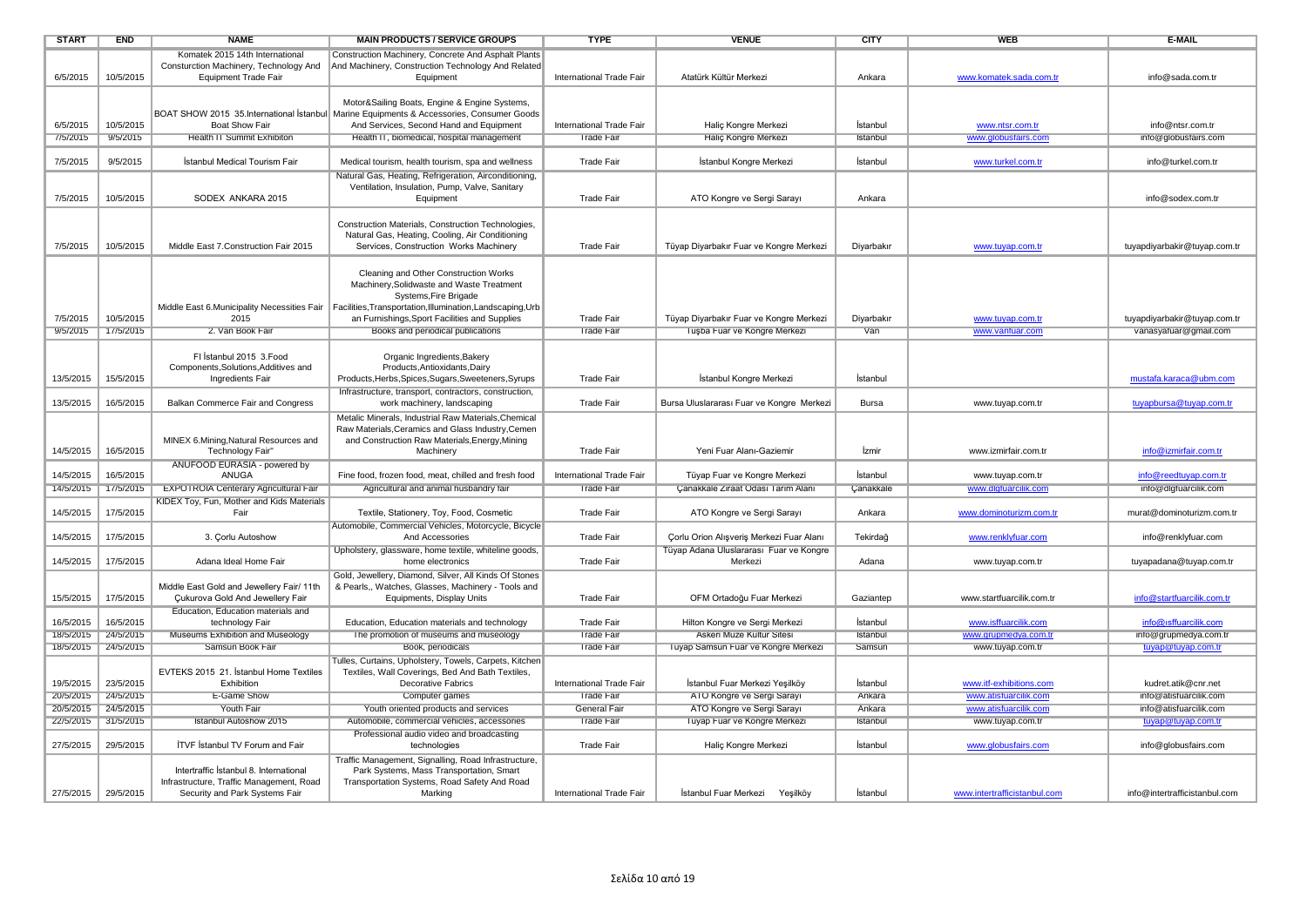| START | END | NAME | MAIN PRODUCTS / SERVICE GROUPS | TYPE | VENUE | CITY | WEB | E-MAIL |
|---|---|---|---|---|---|---|---|---|
| 6/5/2015 | 10/5/2015 | Komatek 2015 14th International Consturction Machinery, Technology And Equipment Trade Fair | Construction Machinery, Concrete And Asphalt Plants And Machinery, Construction Technology And Related Equipment | International Trade Fair | Atatürk Kültür Merkezi | Ankara | www.komatek.sada.com.tr | info@sada.com.tr |
| 6/5/2015 | 10/5/2015 | BOAT SHOW 2015 35.International İstanbul Boat Show Fair | Motor&Sailing Boats, Engine & Engine Systems, Marine Equipments & Accessories, Consumer Goods And Services, Second Hand and Equipment | International Trade Fair | Haliç Kongre Merkezi | İstanbul | www.ntsr.com.tr | info@ntsr.com.tr |
| 7/5/2015 | 9/5/2015 | Health IT Summit Exhibiton | Health IT, biomedical, hospital management | Trade Fair | Haliç Kongre Merkezi | Istanbul | www.globusfairs.com | info@globusfairs.com |
| 7/5/2015 | 9/5/2015 | İstanbul Medical Tourism Fair | Medical tourism, health tourism, spa and wellness | Trade Fair | İstanbul Kongre Merkezi | İstanbul | www.turkel.com.tr | info@turkel.com.tr |
| 7/5/2015 | 10/5/2015 | SODEX ANKARA 2015 | Natural Gas, Heating, Refrigeration, Airconditioning, Ventilation, Insulation, Pump, Valve, Sanitary Equipment | Trade Fair | ATO Kongre ve Sergi Sarayı | Ankara | | info@sodex.com.tr |
| 7/5/2015 | 10/5/2015 | Middle East 7.Construction Fair 2015 | Construction Materials, Construction Technologies, Natural Gas, Heating, Cooling, Air Conditioning Services, Construction Works Machinery | Trade Fair | Tüyap Diyarbakır Fuar ve Kongre Merkezi | Diyarbakır | www.tuyap.com.tr | tuyapdiyarbakir@tuyap.com.tr |
| 7/5/2015 | 10/5/2015 | Middle East 6.Municipality Necessities Fair 2015 | Cleaning and Other Construction Works Machinery,Solidwaste and Waste Treatment Systems,Fire Brigade Facilities,Transportation,Illumination,Landscaping,Urban Furnishings,Sport Facilities and Supplies | Trade Fair | Tüyap Diyarbakır Fuar ve Kongre Merkezi | Diyarbakır | www.tuyap.com.tr | tuyapdiyarbakir@tuyap.com.tr |
| 9/5/2015 | 17/5/2015 | 2. Van Book Fair | Books and periodical publications | Trade Fair | Tuşba Fuar ve Kongre Merkezi | Van | www.vanfuar.com | vanasyafuar@gmail.com |
| 13/5/2015 | 15/5/2015 | FI İstanbul 2015 3.Food Components,Solutions,Additives and Ingredients Fair | Organic Ingredients,Bakery Products,Antioxidants,Dairy Products,Herbs,Spices,Sugars,Sweeteners,Syrups | Trade Fair | İstanbul Kongre Merkezi | İstanbul | | mustafa.karaca@ubm.com |
| 13/5/2015 | 16/5/2015 | Balkan Commerce Fair and Congress | Infrastructure, transport, contractors, construction, work machinery, landscaping | Trade Fair | Bursa Uluslararası Fuar ve Kongre Merkezi | Bursa | www.tuyap.com.tr | tuyapbursa@tuyap.com.tr |
| 14/5/2015 | 16/5/2015 | MINEX 6.Mining,Natural Resources and Technology Fair" | Metalic Minerals, Industrial Raw Materials,Chemical Raw Materials,Ceramics and Glass Industry,Cemen and Construction Raw Materials,Energy,Mining Machinery | Trade Fair | Yeni Fuar Alanı-Gaziemir | İzmir | www.izmirfair.com.tr | info@izmirfair.com.tr |
| 14/5/2015 | 16/5/2015 | ANUFOOD EURASIA - powered by ANUGA | Fine food, frozen food, meat, chilled and fresh food | International Trade Fair | Tüyap Fuar ve Kongre Merkezi | İstanbul | www.tuyap.com.tr | info@reedtuyap.com.tr |
| 14/5/2015 | 17/5/2015 | EXPOTROIA Centerary Agricultural Fair | Agricultural and animal husbandry fair | Trade Fair | Çanakkale Ziraat Odası Tarım Alanı | Çanakkale | www.dlgfuarcilik.com | info@dlgfuarcilik.com |
| 14/5/2015 | 17/5/2015 | KIDEX Toy, Fun, Mother and Kids Materials Fair | Textile, Stationery, Toy, Food, Cosmetic | Trade Fair | ATO Kongre ve Sergi Sarayı | Ankara | www.dominoturizm.com.tr | murat@dominoturizm.com.tr |
| 14/5/2015 | 17/5/2015 | 3. Çorlu Autoshow | Automobile, Commercial Vehicles, Motorcycle, Bicycle And Accessories | Trade Fair | Çorlu Orion Alışveriş Merkezi Fuar Alanı | Tekirdağ | www.renklyfuar.com | info@renklyfuar.com |
| 14/5/2015 | 17/5/2015 | Adana Ideal Home Fair | Upholstery, glassware, home textile, whiteline goods, home electronics | Trade Fair | Tüyap Adana Uluslararası Fuar ve Kongre Merkezi | Adana | www.tuyap.com.tr | tuyapadana@tuyap.com.tr |
| 15/5/2015 | 17/5/2015 | Middle East Gold and Jewellery Fair/ 11th Çukurova Gold And Jewellery Fair | Gold, Jewellery, Diamond, Silver, All Kinds Of Stones & Pearls,, Watches, Glasses, Machinery - Tools and Equipments, Display Units | Trade Fair | OFM Ortadoğu Fuar Merkezi | Gaziantep | www.startfuarcilik.com.tr | info@startfuarcilik.com.tr |
| 16/5/2015 | 16/5/2015 | Education, Education materials and technology fair | Education, Education materials and technology | Trade Fair | Hilton Kongre ve Sergi Merkezi | İstanbul | www.isffuarcilik.com | info@ısffuarcilik.com |
| 18/5/2015 | 24/5/2015 | Museums Exhibition and Museology | The promotion of museums and museology | Trade Fair | Askeri Müze Kültür Sitesi | Istanbul | www.grupmedya.com.tr | info@grupmedya.com.tr |
| 18/5/2015 | 24/5/2015 | Samsun Book Fair | Book, periodicals | Trade Fair | Tuyap Samsun Fuar ve Kongre Merkezi | Samsun | www.tuyap.com.tr | tuyap@tuyap.com.tr |
| 19/5/2015 | 23/5/2015 | EVTEKS 2015 21. İstanbul Home Textiles Exhibition | Tulles, Curtains, Upholstery, Towels, Carpets, Kitchen Textiles, Wall Coverings, Bed And Bath Textiles, Decorative Fabrics | International Trade Fair | İstanbul Fuar Merkezi Yeşilköy | İstanbul | www.itf-exhibitions.com | kudret.atik@cnr.net |
| 20/5/2015 | 24/5/2015 | E-Game Show | Computer games | Trade Fair | ATO Kongre ve Sergi Sarayı | Ankara | www.atisfuarcilik.com | info@atisfuarcilik.com |
| 20/5/2015 | 24/5/2015 | Youth Fair | Youth oriented products and services | General Fair | ATO Kongre ve Sergi Sarayı | Ankara | www.atisfuarcilik.com | info@atisfuarcilik.com |
| 22/5/2015 | 31/5/2015 | Istanbul Autoshow 2015 | Automobile, commercial vehicles, accessories | Trade Fair | Tuyap Fuar ve Kongre Merkezi | Istanbul | www.tuyap.com.tr | tuyap@tuyap.com.tr |
| 27/5/2015 | 29/5/2015 | İTVF İstanbul TV Forum and Fair | Professional audio video and broadcasting technologies | Trade Fair | Haliç Kongre Merkezi | İstanbul | www.globusfairs.com | info@globusfairs.com |
| 27/5/2015 | 29/5/2015 | Intertraffic İstanbul 8. International Infrastructure, Traffic Management, Road Security and Park Systems Fair | Traffic Management, Signalling, Road Infrastructure, Park Systems, Mass Transportation, Smart Transportation Systems, Road Safety And Road Marking | International Trade Fair | İstanbul Fuar Merkezi Yeşilköy | İstanbul | www.intertrafficistanbul.com | info@intertrafficistanbul.com |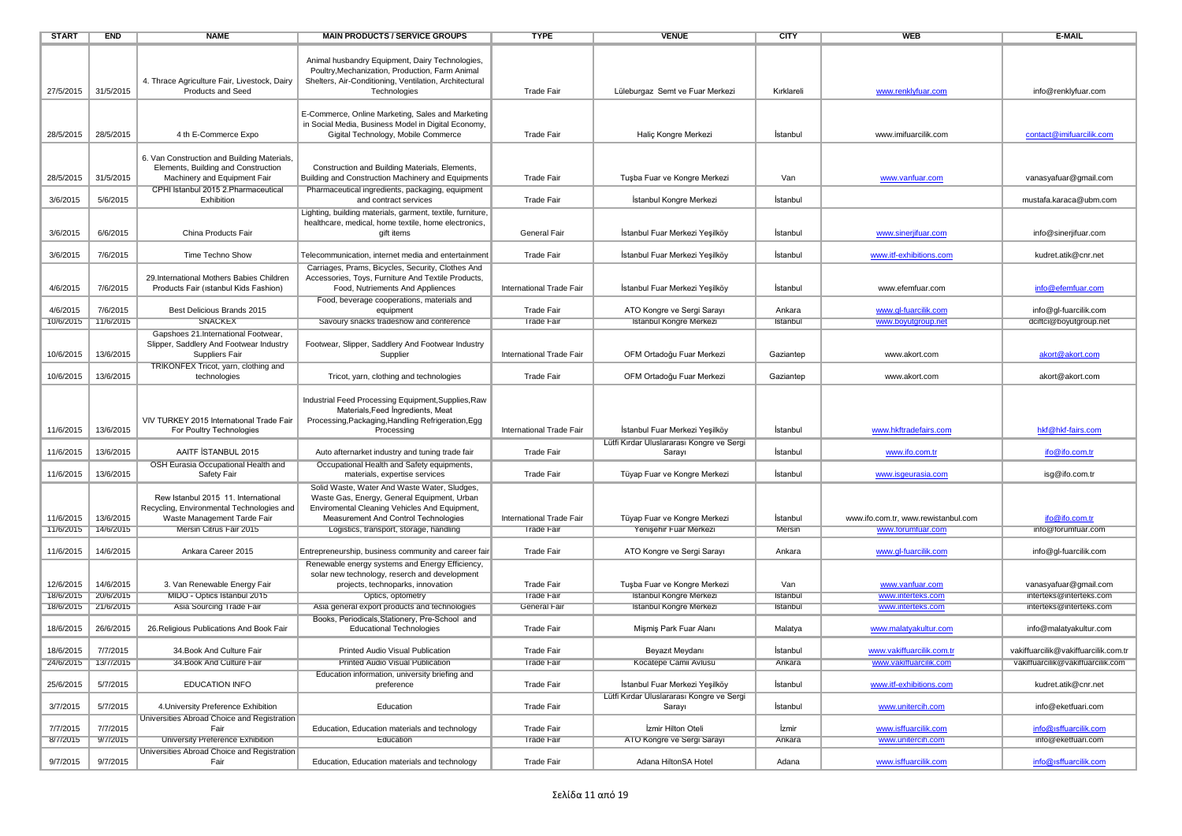| START | END | NAME | MAIN PRODUCTS / SERVICE GROUPS | TYPE | VENUE | CITY | WEB | E-MAIL |
| --- | --- | --- | --- | --- | --- | --- | --- | --- |
| 27/5/2015 | 31/5/2015 | 4. Thrace Agriculture Fair, Livestock, Dairy Products and Seed | Animal husbandry Equipment, Dairy Technologies, Poultry,Mechanization, Production, Farm Animal Shelters, Air-Conditioning, Ventilation, Architectural Technologies | Trade Fair | Lüleburgaz Semt ve Fuar Merkezi | Kırklareli | www.renklyfuar.com | info@renklyfuar.com |
| 28/5/2015 | 28/5/2015 | 4 th E-Commerce Expo | E-Commerce, Online Marketing, Sales and Marketing in Social Media, Business Model in Digital Economy, Gigital Technology, Mobile Commerce | Trade Fair | Haliç Kongre Merkezi | İstanbul | www.imifuarcilik.com | contact@imifuarcilik.com |
| 28/5/2015 | 31/5/2015 | 6. Van Construction and Building Materials, Elements, Building and Construction Machinery and Equipment Fair | Construction and Building Materials, Elements, Building and Construction Machinery and Equipments | Trade Fair | Tuşba Fuar ve Kongre Merkezi | Van | www.vanfuar.com | vanasyafuar@gmail.com |
| 3/6/2015 | 5/6/2015 | CPHI Istanbul 2015 2.Pharmaceutical Exhibition | Pharmaceutical ingredients, packaging, equipment and contract services | Trade Fair | İstanbul Kongre Merkezi | İstanbul | | mustafa.karaca@ubm.com |
| 3/6/2015 | 6/6/2015 | China Products Fair | Lighting, building materials, garment, textile, furniture, healthcare, medical, home textile, home electronics, gift items | General Fair | İstanbul Fuar Merkezi Yeşilköy | İstanbul | www.sinerjifuar.com | info@sinerjifuar.com |
| 3/6/2015 | 7/6/2015 | Time Techno Show | Telecommunication, internet media and entertainment | Trade Fair | İstanbul Fuar Merkezi Yeşilköy | İstanbul | www.itf-exhibitions.com | kudret.atik@cnr.net |
| 4/6/2015 | 7/6/2015 | 29.International Mothers Babies Children Products Fair (ıstanbul Kids Fashion) | Carriages, Prams, Bicycles, Security, Clothes And Accessories, Toys, Furniture And Textile Products, Food, Nutriements And Appliences | International Trade Fair | İstanbul Fuar Merkezi Yeşilköy | İstanbul | www.efemfuar.com | info@efemfuar.com |
| 4/6/2015 | 7/6/2015 | Best Delicious Brands 2015 | Food, beverage cooperations, materials and equipment | Trade Fair | ATO Kongre ve Sergi Sarayı | Ankara | www.gl-fuarcilik.com | info@gl-fuarcilik.com |
| 10/6/2015 | 11/6/2015 | SNACKEX | Savoury snacks tradeshow and conference | Trade Fair | İstanbul Kongre Merkezi | İstanbul | www.boyutgroup.net | dciftci@boyutgroup.net |
| 10/6/2015 | 13/6/2015 | Gapshoes 21.International Footwear, Slipper, Saddlery And Footwear Industry Suppliers Fair | Footwear, Slipper, Saddlery And Footwear Industry Supplier | International Trade Fair | OFM Ortadoğu Fuar Merkezi | Gaziantep | www.akort.com | akort@akort.com |
| 10/6/2015 | 13/6/2015 | TRIKONFEX Tricot, yarn, clothing and technologies | Tricot, yarn, clothing and technologies | Trade Fair | OFM Ortadoğu Fuar Merkezi | Gaziantep | www.akort.com | akort@akort.com |
| 11/6/2015 | 13/6/2015 | VIV TURKEY 2015 International Trade Fair For Poultry Technologies | Industrial Feed Processing Equipment,Supplies,Raw Materials,Feed İngredients, Meat Processing,Packaging,Handling Refrigeration,Egg Processing | International Trade Fair | İstanbul Fuar Merkezi Yeşilköy | İstanbul | www.hkftradefairs.com | hkf@hkf-fairs.com |
| 11/6/2015 | 13/6/2015 | AAITF İSTANBUL 2015 | Auto afternarket industry and tuning trade fair | Trade Fair | Lütfi Kırdar Uluslararası Kongre ve Sergi Sarayı | İstanbul | www.ifo.com.tr | ifo@ifo.com.tr |
| 11/6/2015 | 13/6/2015 | OSH Eurasia Occupational Health and Safety Fair | Occupational Health and Safety equipments, materials, expertise services | Trade Fair | Tüyap Fuar ve Kongre Merkezi | İstanbul | www.isgeurasia.com | isg@ifo.com.tr |
| 11/6/2015 | 13/6/2015 | Rew Istanbul 2015 11. International Recycling, Environmental Technologies and Waste Management Tarde Fair | Solid Waste, Water And Waste Water, Sludges, Waste Gas, Energy, General Equipment, Urban Enviromental Cleaning Vehicles And Equipment, Measurement And Control Technologies | International Trade Fair | Tüyap Fuar ve Kongre Merkezi | İstanbul | www.ifo.com.tr, www.rewistanbul.com | ifo@ifo.com.tr |
| 11/6/2015 | 14/6/2015 | Mersin Citrus Fair 2015 | Logistics, transport, storage, handling | Trade Fair | Yenişehir Fuar Merkezi | Mersin | www.forumfuar.com | info@forumfuar.com |
| 11/6/2015 | 14/6/2015 | Ankara Career 2015 | Entrepreneurship, business community and career fair | Trade Fair | ATO Kongre ve Sergi Sarayı | Ankara | www.gl-fuarcilik.com | info@gl-fuarcilik.com |
| 12/6/2015 | 14/6/2015 | 3. Van Renewable Energy Fair | Renewable energy systems and Energy Efficiency, solar new technology, reserch and development projects, technoparks, innovation | Trade Fair | Tuşba Fuar ve Kongre Merkezi | Van | www.vanfuar.com | vanasyafuar@gmail.com |
| 18/6/2015 | 20/6/2015 | MIDO - Optics Istanbul 2015 | Optics, optometry | Trade Fair | İstanbul Kongre Merkezi | İstanbul | www.interteks.com | interteks@interteks.com |
| 18/6/2015 | 21/6/2015 | Asia Sourcing Trade Fair | Asia general export products and technologies | General Fair | İstanbul Kongre Merkezi | İstanbul | www.interteks.com | interteks@interteks.com |
| 18/6/2015 | 26/6/2015 | 26.Religious Publications And Book Fair | Books, Periodicals,Stationery, Pre-School and Educational Technologies | Trade Fair | Mişmiş Park Fuar Alanı | Malatya | www.malatyakultur.com | info@malatyakultur.com |
| 18/6/2015 | 7/7/2015 | 34.Book And Culture Fair | Printed Audio Visual Publication | Trade Fair | Beyazıt Meydanı | İstanbul | www.vakiffuarcilik.com.tr | vakiffuarcilik@vakiffuarcilik.com.tr |
| 24/6/2015 | 13/7/2015 | 34.Book And Culture Fair | Printed Audio Visual Publication | Trade Fair | Kocatepe Camii Avlusu | Ankara | www.vakiffuarcilik.com | vakiffuarcilik@vakiffuarcilik.com |
| 25/6/2015 | 5/7/2015 | EDUCATION INFO | Education information, university briefing and preference | Trade Fair | İstanbul Fuar Merkezi Yeşilköy | İstanbul | www.itf-exhibitions.com | kudret.atik@cnr.net |
| 3/7/2015 | 5/7/2015 | 4.University Preference Exhibition | Education | Trade Fair | Lütfi Kırdar Uluslararası Kongre ve Sergi Sarayı | İstanbul | www.unitercih.com | info@eketfuari.com |
| 7/7/2015 | 7/7/2015 | Universities Abroad Choice and Registration Fair | Education, Education materials and technology | Trade Fair | İzmir Hilton Oteli | İzmir | www.isffuarcilik.com | info@ısffuarcilik.com |
| 8/7/2015 | 9/7/2015 | University Preference Exhibition | Education | Trade Fair | ATO Kongre ve Sergi Sarayı | Ankara | www.unitercih.com | info@eketfuari.com |
| 9/7/2015 | 9/7/2015 | Universities Abroad Choice and Registration Fair | Education, Education materials and technology | Trade Fair | Adana HiltonSA Hotel | Adana | www.isffuarcilik.com | info@ısffuarcilik.com |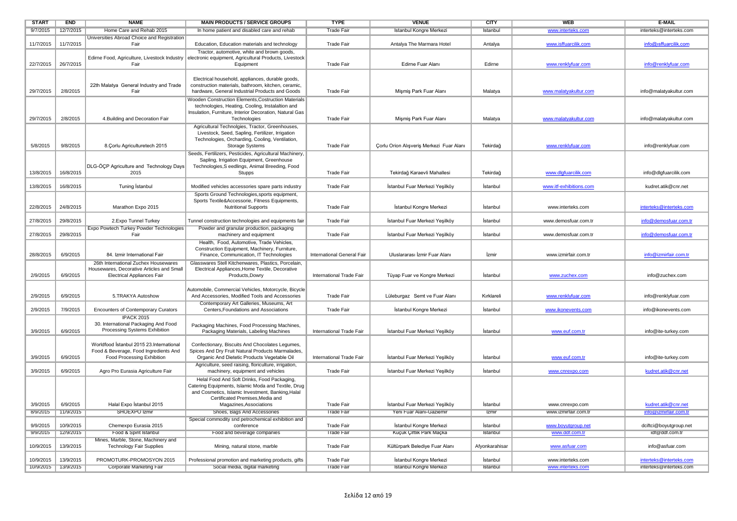| START | END | NAME | MAIN PRODUCTS / SERVICE GROUPS | TYPE | VENUE | CITY | WEB | E-MAIL |
|---|---|---|---|---|---|---|---|---|
| 9/7/2015 | 12/7/2015 | Home Care and Rehab 2015 | In home patient and disabled care and rehab | Trade Fair | Istanbul Kongre Merkezi | Istanbul | www.interteks.com | interteks@interteks.com |
| 11/7/2015 | 11/7/2015 | Universities Abroad Choice and Registration Fair | Education, Education materials and technology | Trade Fair | Antalya The Marmara Hotel | Antalya | www.isffuarcilik.com | info@isffuarcilik.com |
| 22/7/2015 | 26/7/2015 | Edirne Food, Agriculture, Livestock Industry Fair | Tractor, automotive, white and brown goods, electronic equipment, Agricultural Products, Livestock Equipment | Trade Fair | Edirne Fuar Alanı | Edirne | www.renklyfuar.com | info@renklyfuar.com |
| 29/7/2015 | 2/8/2015 | 22th Malatya General Industry and Trade Fair | Electrical household, appliances, durable goods, construction materials, bathroom, kitchen, ceramic, hardware, General Industrial Products and Goods | Trade Fair | Mişmiş Park Fuar Alanı | Malatya | www.malatyakultur.com | info@malatyakultur.com |
| 29/7/2015 | 2/8/2015 | 4.Building and Decoration Fair | Wooden Construction Elements,Costruction Materials technologies, Heating, Cooling, Instalaltion and Insulation, Furniture, Interior Decoration, Natural Gas Technologies | Trade Fair | Mişmiş Park Fuar Alanı | Malatya | www.malatyakultur.com | info@malatyakultur.com |
| 5/8/2015 | 9/8/2015 | 8.Çorlu Agriculturetech 2015 | Agricultural Technolgies, Tractor, Greenhouses, Livestock, Seed, Sapling, Fertilizer, Irrigation Technologies, Orcharding, Cooling, Ventilation, Storage Systems | Trade Fair | Çorlu Orion Alışveriş Merkezi Fuar Alanı | Tekirdağ | www.renklyfuar.com | info@renklyfuar.com |
| 13/8/2015 | 16/8/2015 | DLG-ÖÇP Agriculture and Technology Days 2015 | Seeds, Fertilizers, Pesticides, Agricultural Machinery, Sapling, Irrigation Equipment, Greenhouse Technologies,S eedlings, Animal Breeding, Food Stupps | Trade Fair | Tekirdağ Karaevli Mahallesi | Tekirdağ | www.dlgfuarcilik.com | info@dlgfuarcilik.com |
| 13/8/2015 | 16/8/2015 | Tuning İstanbul | Modified vehicles accessories spare parts industry | Trade Fair | İstanbul Fuar Merkezi Yeşilköy | İstanbul | www.itf-exhibitions.com | kudret.atik@cnr.net |
| 22/8/2015 | 24/8/2015 | Marathon Expo 2015 | Sports Ground Technologies,sports equipment, Sports Textile&Accessorie, Fitness Equipments, Nutritional Supports | Trade Fair | İstanbul Kongre Merkezi | İstanbul | www.interteks.com | interteks@interteks.com |
| 27/8/2015 | 29/8/2015 | 2.Expo Tunnel Turkey | Tunnel construction technologies and equipments fair | Trade Fair | İstanbul Fuar Merkezi Yeşilköy | İstanbul | www.demosfuar.com.tr | info@demosfuar.com.tr |
| 27/8/2015 | 29/8/2015 | Expo Powtech Turkey Powder Technologies Fair | Powder and granular production, packaging machinery and equipment | Trade Fair | İstanbul Fuar Merkezi Yeşilköy | İstanbul | www.demosfuar.com.tr | info@demosfuar.com.tr |
| 28/8/2015 | 6/9/2015 | 84. Izmir International Fair | Health, Food, Automotive, Trade Vehicles, Construction Equipment, Machinery, Furniture, Finance, Communication, IT Technologies | International General Fair | Uluslararası İzmir Fuar Alanı | İzmir | www.izmirfair.com.tr | info@izmirfair.com.tr |
| 2/9/2015 | 6/9/2015 | 26th International Zuchex Housewares Housewares, Decorative Articles and Small Electrical Appliances Fair | Glasswares Stell Kitchenwares, Plastics, Porcelain, Electrical Appliances,Home Textile, Decorative Products,Dowry | International Trade Fair | Tüyap Fuar ve Kongre Merkezi | İstanbul | www.zuchex.com | info@zuchex.com |
| 2/9/2015 | 6/9/2015 | 5.TRAKYA Autoshow | Automobile, Commercial Vehicles, Motorcycle, Bicycle And Accessories, Modified Tools and Accessories | Trade Fair | Lüleburgaz Semt ve Fuar Alanı | Kırklareli | www.renklyfuar.com | info@renklyfuar.com |
| 2/9/2015 | 7/9/2015 | Encounters of Contemporary Curators | Contemporary Art Galleries, Museums, Art Centers,Foundations and Associations | Trade Fair | İstanbul Kongre Merkezi | İstanbul | www.ikonevents.com | info@ikonevents.com |
| 3/9/2015 | 6/9/2015 | IPACK 2015 30. International Packaging And Food Processing Systems Exhibition | Packaging Machines, Food Processing Machines, Packaging Materials, Labeling Machines | International Trade Fair | İstanbul Fuar Merkezi Yeşilköy | İstanbul | www.euf.com.tr | info@ite-turkey.com |
| 3/9/2015 | 6/9/2015 | Worldfood İstanbul 2015 23.International Food & Beverage, Food Ingredients And Food Processing Exhibition | Confectionary, Biscuits And Chocolates Legumes, Spices And Dry Fruit Natural Products Marmalades, Organic And Dietetic Products Vegetable Oil | International Trade Fair | İstanbul Fuar Merkezi Yeşilköy | İstanbul | www.euf.com.tr | info@ite-turkey.com |
| 3/9/2015 | 6/9/2015 | Agro Pro Eurasia Agriculture Fair | Agriculture, seed raising, floriculture, irrigation, machinery, equipment and vehicles | Trade Fair | İstanbul Fuar Merkezi Yeşilköy | İstanbul | www.cnrexpo.com | kudret.atik@cnr.net |
| 3/9/2015 | 6/9/2015 | Halal Expo İstanbul 2015 | Helal Food And Soft Drinks, Food Packaging, Catering Equipments, Islamic Moda and Textile, Drug and Cosmetics, Islamic Investment, Banking,Halal Certificated Premises,Media and Magazines,Associations | Trade Fair | İstanbul Fuar Merkezi Yeşilköy | İstanbul | www.cnrexpo.com | kudret.atik@cnr.net |
| 8/9/2015 | 11/9/2015 | SHOEXPO İzmir | Shoes, Bags And Accessories | Trade Fair | Yeni Fuar Alanı-Gaziemir | İzmir | www.izmirfair.com.tr | info@izmirfair.com.tr |
| 9/9/2015 | 10/9/2015 | Chemexpo Eurasia 2015 | Special commodity snd petrochemical exhibition and conference | Trade Fair | İstanbul Kongre Merkezi | İstanbul | www.boyutgroup.net | dciftci@boyutgroup.net |
| 9/9/2015 | 12/9/2015 | Food & Spirit İstanbul | Food and beverage companies | Trade Fair | Küçük Çiftlik Park Maçka | İstanbul | www.ddf.com.tr | idf@ddf.com.tr |
| 10/9/2015 | 13/9/2015 | Mines, Marble, Stone, Machinery and Technology Fair Supplies | Mining, natural stone, marble | Trade Fair | Kültürpark Belediye Fuar Alanı | Afyonkarahisar | www.asfuar.com | info@asfuar.com |
| 10/9/2015 | 13/9/2015 | PROMOTURK-PROMOSYON 2015 | Professional promotion and marketing products, gifts | Trade Fair | İstanbul Kongre Merkezi | İstanbul | www.interteks.com | interteks@interteks.com |
| 10/9/2015 | 13/9/2015 | Corporate Marketing Fair | Social media, digital marketing | Trade Fair | İstanbul Kongre Merkezi | İstanbul | www.interteks.com | interteks@interteks.com |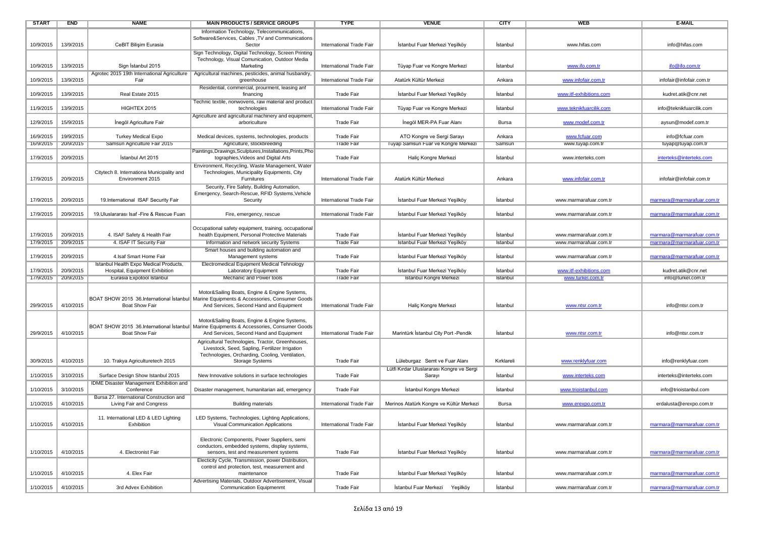| START | END | NAME | MAIN PRODUCTS / SERVICE GROUPS | TYPE | VENUE | CITY | WEB | E-MAIL |
|---|---|---|---|---|---|---|---|---|
| 10/9/2015 | 13/9/2015 | CeBIT Bilişim Eurasia | Information Technology, Telecommunications, Software&Services, Cables ,TV and Communications Sector | International Trade Fair | İstanbul Fuar Merkezi Yeşilköy | İstanbul | www.hifas.com | info@hifas.com |
| 10/9/2015 | 13/9/2015 | Sign İstanbul 2015 | Sign Technology, Digital Technology, Screen Printing Technology, Visual Comunication, Outdoor Media Marketing | International Trade Fair | Tüyap Fuar ve Kongre Merkezi | İstanbul | www.ifo.com.tr | ifo@ifo.com.tr |
| 10/9/2015 | 13/9/2015 | Agrotec 2015 19th International Agriculture Fair | Agricultural machines, pesticides, animal husbandry, greenhouse | International Trade Fair | Atatürk Kültür Merkezi | Ankara | www.infofair.com.tr | infofair@infofair.com.tr |
| 10/9/2015 | 13/9/2015 | Real Estate 2015 | Residential, commercial, prourment, leasing anf financing | Trade Fair | İstanbul Fuar Merkezi Yeşilköy | İstanbul | www.itf-exhibitions.com | kudret.atik@cnr.net |
| 11/9/2015 | 13/9/2015 | HIGHTEX 2015 | Technic textile, nonwovens, raw material and product technologies | International Trade Fair | Tüyap Fuar ve Kongre Merkezi | İstanbul | www.teknikfuarcilik.com | info@teknikfuarcilik.com |
| 12/9/2015 | 15/9/2015 | İnegöl Agriculture Fair | Agriculture and agricultural machinery and equipment, arboriculture | Trade Fair | İnegöl MER-PA Fuar Alanı | Bursa | www.modef.com.tr | aysun@modef.com.tr |
| 16/9/2015 | 19/9/2015 | Turkey Medical Expo | Medical devices, systems, technologies, products | Trade Fair | ATO Kongre ve Sergi Sarayı | Ankara | www.fcfuar.com | info@fcfuar.com |
| 16/9/2015 | 20/9/2015 | Samsun Agriculture Fair 2015 | Agriculture, stockbreeding | Trade Fair | Tüyap Samsun Fuar ve Kongre Merkezi | Samsun | www.tuyap.com.tr | tuyap@tuyap.com.tr |
| 17/9/2015 | 20/9/2015 | İstanbul Art 2015 | Paintings,Drawings,Sculptures,Installations,Prints,Photographies,Videos and Digital Arts | Trade Fair | Haliç Kongre Merkezi | İstanbul | www.interteks.com | interteks@interteks.com |
| 17/9/2015 | 20/9/2015 | Citytech 8. Internationa Municipality and Environment 2015 | Environment, Recycling, Waste Management, Water Technologies, Municipality Equipments, City Furnitures | International Trade Fair | Atatürk Kültür Merkezi | Ankara | www.infofair.com.tr | infofair@infofair.com.tr |
| 17/9/2015 | 20/9/2015 | 19.International ISAF Security Fair | Security, Fire Safety, Building Automation, Emergency, Search-Rescue, RFID Systems,Vehicle Security | International Trade Fair | İstanbul Fuar Merkezi Yeşilköy | İstanbul | www.marmarafuar.com.tr | marmara@marmarafuar.com.tr |
| 17/9/2015 | 20/9/2015 | 19.Uluslararası Isaf -Fire & Rescue Fuarı | Fire, emergency, rescue | International Trade Fair | İstanbul Fuar Merkezi Yeşilköy | İstanbul | www.marmarafuar.com.tr | marmara@marmarafuar.com.tr |
| 17/9/2015 | 20/9/2015 | 4. ISAF Safety & Health Fair | Occupational safety equipment, training, occupational health Equipment, Personal Protective Materials | Trade Fair | İstanbul Fuar Merkezi Yeşilköy | İstanbul | www.marmarafuar.com.tr | marmara@marmarafuar.com.tr |
| 17/9/2015 | 20/9/2015 | 4. ISAF IT Security Fair | Information and network security Systems | Trade Fair | İstanbul Fuar Merkezi Yeşilköy | İstanbul | www.marmarafuar.com.tr | marmara@marmarafuar.com.tr |
| 17/9/2015 | 20/9/2015 | 4.Isaf Smart Home Fair | Smart houses and building automation and Management systems | Trade Fair | İstanbul Fuar Merkezi Yeşilköy | İstanbul | www.marmarafuar.com.tr | marmara@marmarafuar.com.tr |
| 17/9/2015 | 20/9/2015 | Istanbul Health Expo Medical Products, Hospital, Equipment Exhibition | Electromedical Equipment Medical Tehnology Laboratory Equipment | Trade Fair | İstanbul Fuar Merkezi Yeşilköy | İstanbul | www.itf-exhibitions.com | kudret.atik@cnr.net |
| 17/9/2015 | 20/9/2015 | Eurasia Expotool Istanbul | Mechanic and Power tools | Trade Fair | Istanbul Kongre Merkezi | Istanbul | www.turkel.com.tr | info@turkel.com.tr |
| 29/9/2015 | 4/10/2015 | BOAT SHOW 2015 36.International İstanbul Boat Show Fair | Motor&Sailing Boats, Engine & Engine Systems, Marine Equipments & Accessories, Consumer Goods And Services, Second Hand and Equipment | International Trade Fair | Haliç Kongre Merkezi | İstanbul | www.ntsr.com.tr | info@ntsr.com.tr |
| 29/9/2015 | 4/10/2015 | BOAT SHOW 2015 36.International İstanbul Boat Show Fair | Motor&Sailing Boats, Engine & Engine Systems, Marine Equipments & Accessories, Consumer Goods And Services, Second Hand and Equipment | International Trade Fair | Marintürk İstanbul City Port -Pendik | İstanbul | www.ntsr.com.tr | info@ntsr.com.tr |
| 30/9/2015 | 4/10/2015 | 10. Trakya Agriculturetech 2015 | Agricultural Technologies, Tractor, Greenhouses, Livestock, Seed, Sapling, Fertilizer Irrigation Technologies, Orcharding, Cooling, Ventilation, Storage Systems | Trade Fair | Lüleburgaz Semt ve Fuar Alanı | Kırklareli | www.renklyfuar.com | info@renklyfuar.com |
| 1/10/2015 | 3/10/2015 | Surface Design Show Istanbul 2015 | New Innovative solutions in surface technologies | Trade Fair | Lütfi Kırdar Uluslararası Kongre ve Sergi Sarayı | İstanbul | www.interteks.com | interteks@interteks.com |
| 1/10/2015 | 3/10/2015 | IDME Disaster Management Exhibition and Conference | Disaster management, humanitarian aid, emergency | Trade Fair | İstanbul Kongre Merkezi | İstanbul | www.trioistanbul.com | info@trioistanbul.com |
| 1/10/2015 | 4/10/2015 | Bursa 27. International Construction and Living Fair and Congress | Building materials | International Trade Fair | Merinos Atatürk Kongre ve Kültür Merkezi | Bursa | www.erexpo.com.tr | erdalusta@erexpo.com.tr |
| 1/10/2015 | 4/10/2015 | 11. International LED & LED Lighting Exhibition | LED Systems, Technologies, Lighting Applications, Visual Communication Applications | International Trade Fair | İstanbul Fuar Merkezi Yeşilköy | İstanbul | www.marmarafuar.com.tr | marmara@marmarafuar.com.tr |
| 1/10/2015 | 4/10/2015 | 4. Electronist Fair | Electronic Components, Power Suppliers, semi conductors, embedded systems, display systems, sensors, test and measurement systems | Trade Fair | İstanbul Fuar Merkezi Yeşilköy | İstanbul | www.marmarafuar.com.tr | marmara@marmarafuar.com.tr |
| 1/10/2015 | 4/10/2015 | 4. Elex Fair | Electicity Cycle, Transmission, power Distribution, control and protection, test, measurement and maintenance | Trade Fair | İstanbul Fuar Merkezi Yeşilköy | İstanbul | www.marmarafuar.com.tr | marmara@marmarafuar.com.tr |
| 1/10/2015 | 4/10/2015 | 3rd Advex Exhibition | Advertising Materials, Outdoor Advertisement, Visual Communication Equipmenmt | Trade Fair | İstanbul Fuar Merkezi Yeşilköy | İstanbul | www.marmarafuar.com.tr | marmara@marmarafuar.com.tr |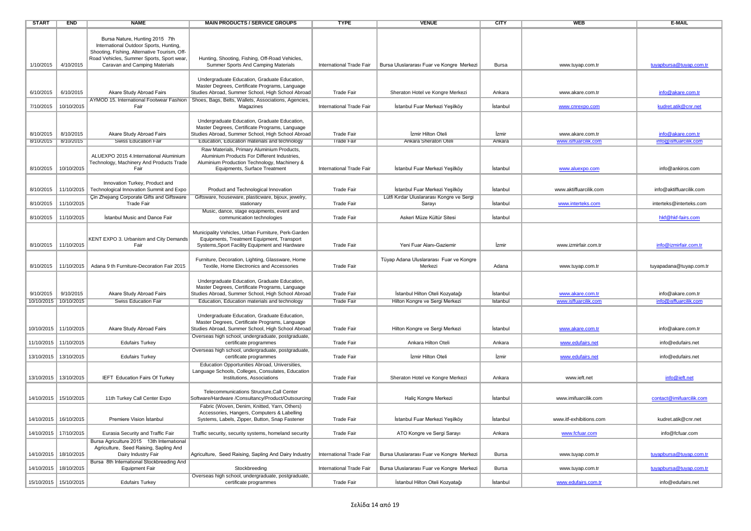| START | END | NAME | MAIN PRODUCTS / SERVICE GROUPS | TYPE | VENUE | CITY | WEB | E-MAIL |
|---|---|---|---|---|---|---|---|---|
| 1/10/2015 | 4/10/2015 | Bursa Nature, Hunting 2015 7th International Outdoor Sports, Hunting, Shooting, Fishing, Alternative Tourism, Off-Road Vehicles, Summer Sports, Sport wear, Caravan and Camping Materials | Hunting, Shooting, Fishing, Off-Road Vehicles, Summer Sports And Camping Materials | International Trade Fair | Bursa Uluslararası Fuar ve Kongre Merkezi | Bursa | www.tuyap.com.tr | tuyapbursa@tuyap.com.tr |
| 6/10/2015 | 6/10/2015 | Akare Study Abroad Fairs | Undergraduate Education, Graduate Education, Master Degrees, Certificate Programs, Language Studies Abroad, Summer School, High School Abroad | Trade Fair | Sheraton Hotel ve Kongre Merkezi | Ankara | www.akare.com.tr | info@akare.com.tr |
| 7/10/2015 | 10/10/2015 | AYMOD 15. International Footwear Fashion Fair | Shoes, Bags, Belts, Wallets, Associations, Agencies, Magazines | International Trade Fair | İstanbul Fuar Merkezi Yeşilköy | İstanbul | www.cnrexpo.com | kudret.atik@cnr.net |
| 8/10/2015 | 8/10/2015 | Akare Study Abroad Fairs | Undergraduate Education, Graduate Education, Master Degrees, Certificate Programs, Language Studies Abroad, Summer School, High School Abroad | Trade Fair | İzmir Hilton Oteli | İzmir | www.akare.com.tr | info@akare.com.tr |
| 8/10/2015 | 8/10/2015 | Swiss Education Fair | Education, Education materials and technology | Trade Fair | Ankara Sheraton Oteli | Ankara | www.isffuarcilik.com | info@isffuarcilik.com |
| 8/10/2015 | 10/10/2015 | ALUEXPO 2015 4.International Aluminium Technology, Machinery And Products Trade Fair | Raw Materials, Primary Aluminium Products, Aluminium Products For Different Industries, Aluminium Production Technology, Machinery & Equipments, Surface Treatment | International Trade Fair | İstanbul Fuar Merkezi Yeşilköy | İstanbul | www.aluexpo.com | info@ankiros.com |
| 8/10/2015 | 11/10/2015 | Innovation Turkey, Product and Technological Innovation Summit and Expo | Product and Technological Innovation | Trade Fair | İstanbul Fuar Merkezi Yeşilköy | İstanbul | www.aktiffuarcilik.com | info@aktiffuarcilik.com |
| 8/10/2015 | 11/10/2015 | Çin Zhejiang Corporate Gifts and Giftsware Trade Fair | Giftsware, houseware, plasticware, bijoux, jewelry, stationary | Trade Fair | Lütfi Kırdar Uluslararası Kongre ve Sergi Sarayı | İstanbul | www.interteks.com | interteks@interteks.com |
| 8/10/2015 | 11/10/2015 | İstanbul Music and Dance Fair | Music, dance, stage equipments, event and communication technologies | Trade Fair | Askeri Müze Kültür Sitesi | İstanbul | | hkf@hkf-fairs.com |
| 8/10/2015 | 11/10/2015 | KENT EXPO 3. Urbanism and City Demands Fair | Municipality Vehicles, Urban Furniture, Perk-Garden Equipments, Treatment Equipment, Transport Systems,Sport Facility Equipment and Hardware | Trade Fair | Yeni Fuar Alanı-Gaziemir | İzmir | www.izmirfair.com.tr | info@izmirfair.com.tr |
| 8/10/2015 | 11/10/2015 | Adana 9 th Furniture-Decoration Fair 2015 | Furniture, Decoration, Lighting, Glassware, Home Textile, Home Electronics and Accessories | Trade Fair | Tüyap Adana Uluslararası Fuar ve Kongre Merkezi | Adana | www.tuyap.com.tr | tuyapadana@tuyap.com.tr |
| 9/10/2015 | 9/10/2015 | Akare Study Abroad Fairs | Undergraduate Education, Graduate Education, Master Degrees, Certificate Programs, Language Studies Abroad, Summer School, High School Abroad | Trade Fair | İstanbul Hilton Oteli Kozyatağı | İstanbul | www.akare.com.tr | info@akare.com.tr |
| 10/10/2015 | 10/10/2015 | Swiss Education Fair | Education, Education materials and technology | Trade Fair | Hilton Kongre ve Sergi Merkezi | Istanbul | www.isffuarcilik.com | info@isffuarcilik.com |
| 10/10/2015 | 11/10/2015 | Akare Study Abroad Fairs | Undergraduate Education, Graduate Education, Master Degrees, Certificate Programs, Language Studies Abroad, Summer School, High School Abroad | Trade Fair | Hilton Kongre ve Sergi Merkezi | İstanbul | www.akare.com.tr | info@akare.com.tr |
| 11/10/2015 | 11/10/2015 | Edufairs Turkey | Overseas high school, undergraduate, postgraduate, certificate programmes | Trade Fair | Ankara Hilton Oteli | Ankara | www.edufairs.net | info@edufairs.net |
| 13/10/2015 | 13/10/2015 | Edufairs Turkey | Overseas high school, undergraduate, postgraduate, certificate programmes | Trade Fair | İzmir Hilton Oteli | İzmir | www.edufairs.net | info@edufairs.net |
| 13/10/2015 | 13/10/2015 | IEFT Education Fairs Of Turkey | Education Opportunities Abroad, Universities, Language Schools, Colleges, Consulates, Education Institutions, Associations | Trade Fair | Sheraton Hotel ve Kongre Merkezi | Ankara | www.ieft.net | info@ieft.net |
| 14/10/2015 | 15/10/2015 | 11th Turkey Call Center Expo | Telecommunications Structure,Call Center Software/Hardware /Consultancy/Product/Outsourcing | Trade Fair | Haliç Kongre Merkezi | İstanbul | www.imifuarcilik.com | contact@imifuarcilik.com |
| 14/10/2015 | 16/10/2015 | Premiere Vision İstanbul | Fabric (Woven, Denim, Knitted, Yarn, Others) Accessories, Hangers, Computers & Labelling Systems, Labels, Zipper, Button, Snap Fastener | Trade Fair | İstanbul Fuar Merkezi Yeşilköy | İstanbul | www.itf-exhibitions.com | kudret.atik@cnr.net |
| 14/10/2015 | 17/10/2015 | Eurasia Security and Traffic Fair | Traffic security, security systems, homeland security | Trade Fair | ATO Kongre ve Sergi Sarayı | Ankara | www.fcfuar.com | info@fcfuar.com |
| 14/10/2015 | 18/10/2015 | Bursa Agriculture 2015 13th International Agriculture, Seed Raising, Sapling And Dairy Industry Fair | Agriculture, Seed Raising, Sapling And Dairy Industry | International Trade Fair | Bursa Uluslararası Fuar ve Kongre Merkezi | Bursa | www.tuyap.com.tr | tuyapbursa@tuyap.com.tr |
| 14/10/2015 | 18/10/2015 | Bursa 8th International Stockbreeding And Equipment Fair | Stockbreeding | International Trade Fair | Bursa Uluslararası Fuar ve Kongre Merkezi | Bursa | www.tuyap.com.tr | tuyapbursa@tuyap.com.tr |
| 15/10/2015 | 15/10/2015 | Edufairs Turkey | Overseas high school, undergraduate, postgraduate, certificate programmes | Trade Fair | İstanbul Hilton Oteli Kozyatağı | İstanbul | www.edufairs.com.tr | info@edufairs.net |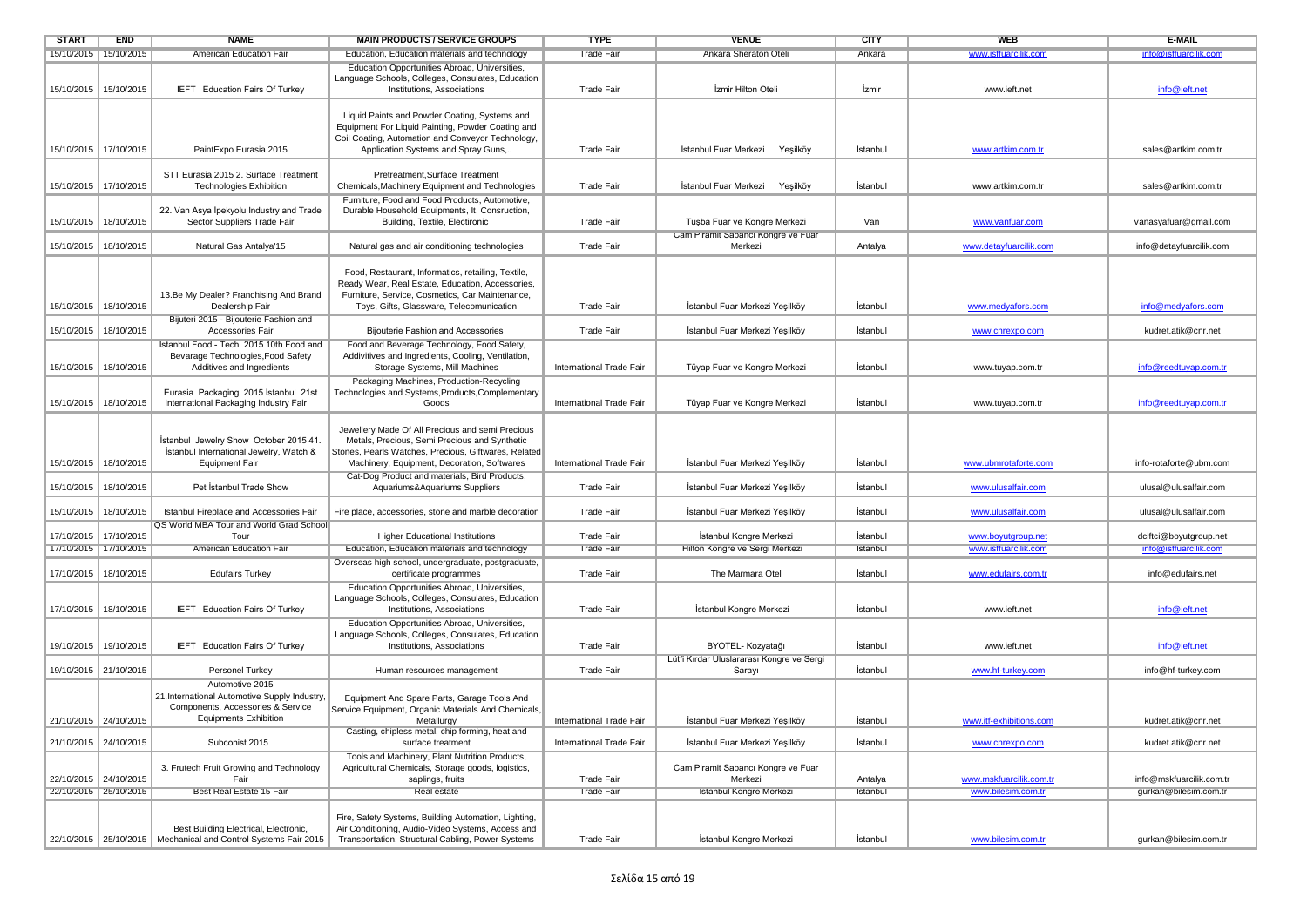| START | END | NAME | MAIN PRODUCTS / SERVICE GROUPS | TYPE | VENUE | CITY | WEB | E-MAIL |
|---|---|---|---|---|---|---|---|---|
| 15/10/2015 | 15/10/2015 | American Education Fair | Education, Education materials and technology | Trade Fair | Ankara Sheraton Oteli | Ankara | www.isffuarcilik.com | info@isffuarcilik.com |
| 15/10/2015 | 15/10/2015 | IEFT Education Fairs Of Turkey | Education Opportunities Abroad, Universities, Language Schools, Colleges, Consulates, Education Institutions, Associations | Trade Fair | İzmir Hilton Oteli | İzmir | www.ieft.net | info@ieft.net |
| 15/10/2015 | 17/10/2015 | PaintExpo Eurasia 2015 | Liquid Paints and Powder Coating, Systems and Equipment For Liquid Painting, Powder Coating and Coil Coating, Automation and Conveyor Technology, Application Systems and Spray Guns,.. | Trade Fair | İstanbul Fuar Merkezi Yeşilköy | İstanbul | www.artkim.com.tr | sales@artkim.com.tr |
| 15/10/2015 | 17/10/2015 | STT Eurasia 2015 2. Surface Treatment Technologies Exhibition | Pretreatment,Surface Treatment Chemicals,Machinery Equipment and Technologies | Trade Fair | İstanbul Fuar Merkezi Yeşilköy | İstanbul | www.artkim.com.tr | sales@artkim.com.tr |
| 15/10/2015 | 18/10/2015 | 22. Van Asya İpekyolu Industry and Trade Sector Suppliers Trade Fair | Furniture, Food and Food Products, Automotive, Durable Household Equipments, It, Consruction, Building, Textile, Electronic | Trade Fair | Tuşba Fuar ve Kongre Merkezi | Van | www.vanfuar.com | vanasyafuar@gmail.com |
| 15/10/2015 | 18/10/2015 | Natural Gas Antalya'15 | Natural gas and air conditioning technologies | Trade Fair | Cam Piramit Sabancı Kongre ve Fuar Merkezi | Antalya | www.detayfuarcilik.com | info@detayfuarcilik.com |
| 15/10/2015 | 18/10/2015 | 13.Be My Dealer? Franchising And Brand Dealership Fair | Food, Restaurant, Informatics, retailing, Textile, Ready Wear, Real Estate, Education, Accessories, Furniture, Service, Cosmetics, Car Maintenance, Toys, Gifts, Glassware, Telecomunication | Trade Fair | İstanbul Fuar Merkezi Yeşilköy | İstanbul | www.medyafors.com | info@medyafors.com |
| 15/10/2015 | 18/10/2015 | Bijuteri 2015 - Bijouterie Fashion and Accessories Fair | Bijouterie Fashion and Accessories | Trade Fair | İstanbul Fuar Merkezi Yeşilköy | İstanbul | www.cnrexpo.com | kudret.atik@cnr.net |
| 15/10/2015 | 18/10/2015 | İstanbul Food - Tech 2015 10th Food and Bevarage Technologies,Food Safety Additives and Ingredients | Food and Beverage Technology, Food Safety, Addivitives and Ingredients, Cooling, Ventilation, Storage Systems, Mill Machines | International Trade Fair | Tüyap Fuar ve Kongre Merkezi | İstanbul | www.tuyap.com.tr | info@reedtuyap.com.tr |
| 15/10/2015 | 18/10/2015 | Eurasia Packaging 2015 İstanbul 21st International Packaging Industry Fair | Packaging Machines, Production-Recycling Technologies and Systems,Products,Complementary Goods | International Trade Fair | Tüyap Fuar ve Kongre Merkezi | İstanbul | www.tuyap.com.tr | info@reedtuyap.com.tr |
| 15/10/2015 | 18/10/2015 | İstanbul Jewelry Show October 2015 41. İstanbul International Jewelry, Watch & Equipment Fair | Jewellery Made Of All Precious and semi Precious Metals, Precious, Semi Precious and Synthetic Stones, Pearls Watches, Precious, Giftwares, Related Machinery, Equipment, Decoration, Softwares | International Trade Fair | İstanbul Fuar Merkezi Yeşilköy | İstanbul | www.ubmrotaforte.com | info-rotaforte@ubm.com |
| 15/10/2015 | 18/10/2015 | Pet İstanbul Trade Show | Cat-Dog Product and materials, Bird Products, Aquariums&Aquariums Suppliers | Trade Fair | İstanbul Fuar Merkezi Yeşilköy | İstanbul | www.ulusalfair.com | ulusal@ulusalfair.com |
| 15/10/2015 | 18/10/2015 | Istanbul Fireplace and Accessories Fair | Fire place, accessories, stone and marble decoration | Trade Fair | İstanbul Fuar Merkezi Yeşilköy | İstanbul | www.ulusalfair.com | ulusal@ulusalfair.com |
| 17/10/2015 | 17/10/2015 | QS World MBA Tour and World Grad School Tour | Higher Educational Institutions | Trade Fair | İstanbul Kongre Merkezi | İstanbul | www.boyutgroup.net | dciftci@boyutgroup.net |
| 17/10/2015 | 17/10/2015 | American Education Fair | Education, Education materials and technology | Trade Fair | Hilton Kongre ve Sergi Merkezi | İstanbul | www.isffuarcilik.com | info@isffuarcilik.com |
| 17/10/2015 | 18/10/2015 | Edufairs Turkey | Overseas high school, undergraduate, postgraduate, certificate programmes | Trade Fair | The Marmara Otel | İstanbul | www.edufairs.com.tr | info@edufairs.net |
| 17/10/2015 | 18/10/2015 | IEFT Education Fairs Of Turkey | Education Opportunities Abroad, Universities, Language Schools, Colleges, Consulates, Education Institutions, Associations | Trade Fair | İstanbul Kongre Merkezi | İstanbul | www.ieft.net | info@ieft.net |
| 19/10/2015 | 19/10/2015 | IEFT Education Fairs Of Turkey | Education Opportunities Abroad, Universities, Language Schools, Colleges, Consulates, Education Institutions, Associations | Trade Fair | BYOTEL- Kozyatağı | İstanbul | www.ieft.net | info@ieft.net |
| 19/10/2015 | 21/10/2015 | Personel Turkey | Human resources management | Trade Fair | Lütfi Kırdar Uluslararası Kongre ve Sergi Sarayı | İstanbul | www.hf-turkey.com | info@hf-turkey.com |
| 21/10/2015 | 24/10/2015 | Automotive 2015 21.International Automotive Supply Industry, Components, Accessories & Service Equipments Exhibition | Equipment And Spare Parts, Garage Tools And Service Equipment, Organic Materials And Chemicals, Metallurgy | International Trade Fair | İstanbul Fuar Merkezi Yeşilköy | İstanbul | www.itf-exhibitions.com | kudret.atik@cnr.net |
| 21/10/2015 | 24/10/2015 | Subconist 2015 | Casting, chipless metal, chip forming, heat and surface treatment | International Trade Fair | İstanbul Fuar Merkezi Yeşilköy | İstanbul | www.cnrexpo.com | kudret.atik@cnr.net |
| 22/10/2015 | 24/10/2015 | 3. Frutech Fruit Growing and Technology Fair | Tools and Machinery, Plant Nutrition Products, Agricultural Chemicals, Storage goods, logistics, saplings, fruits | Trade Fair | Cam Piramit Sabancı Kongre ve Fuar Merkezi | Antalya | www.mskfuarcilik.com.tr | info@mskfuarcilik.com.tr |
| 22/10/2015 | 25/10/2015 | Best Real Estate 15 Fair | Real estate | Trade Fair | İstanbul Kongre Merkezi | İstanbul | www.bilesim.com.tr | gurkan@bilesim.com.tr |
| 22/10/2015 | 25/10/2015 | Best Building Electrical, Electronic, Mechanical and Control Systems Fair 2015 | Fire, Safety Systems, Building Automation, Lighting, Air Conditioning, Audio-Video Systems, Access and Transportation, Structural Cabling, Power Systems | Trade Fair | İstanbul Kongre Merkezi | İstanbul | www.bilesim.com.tr | gurkan@bilesim.com.tr |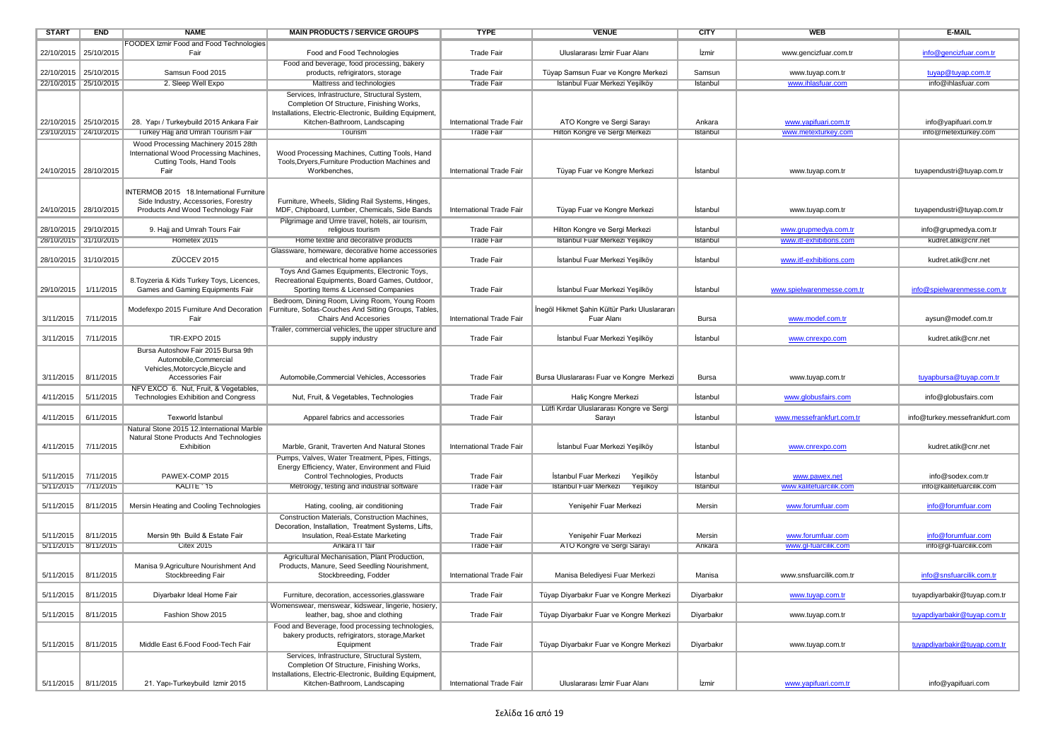| START | END | NAME | MAIN PRODUCTS / SERVICE GROUPS | TYPE | VENUE | CITY | WEB | E-MAIL |
|---|---|---|---|---|---|---|---|---|
| 22/10/2015 | 25/10/2015 | FOODEX İzmir Food and Food Technologies Fair | Food and Food Technologies | Trade Fair | Uluslararası İzmir Fuar Alanı | İzmir | www.gencizfuar.com.tr | info@gencizfuar.com.tr |
| 22/10/2015 | 25/10/2015 | Samsun Food 2015 | Food and beverage, food processing, bakery products, refrigirators, storage | Trade Fair | Tüyap Samsun Fuar ve Kongre Merkezi | Samsun | www.tuyap.com.tr | tuyap@tuyap.com.tr |
| 22/10/2015 | 25/10/2015 | 2. Sleep Well Expo | Mattress and technologies | Trade Fair | Istanbul Fuar Merkezi Yeşilköy | Istanbul | www.ihlasfuar.com | info@ihlasfuar.com |
| 22/10/2015 | 25/10/2015 | 28. Yapı / Turkeybuild 2015 Ankara Fair | Services, Infrastructure, Structural System, Completion Of Structure, Finishing Works, Installations, Electric-Electronic, Building Equipment, Kitchen-Bathroom, Landscaping | International Trade Fair | ATO Kongre ve Sergi Sarayı | Ankara | www.yapifuari.com.tr | info@yapifuari.com.tr |
| 23/10/2015 | 24/10/2015 | Turkey Hajj and Umrah Tourism Fair | Tourism | Trade Fair | Hilton Kongre ve Sergi Merkezi | Istanbul | www.metexturkey.com | info@metexturkey.com |
| 24/10/2015 | 28/10/2015 | Wood Processing Machinery 2015 28th International Wood Processing Machines, Cutting Tools, Hand Tools Fair | Wood Processing Machines, Cutting Tools, Hand Tools,Dryers,Furniture Production Machines and Workbenches, | International Trade Fair | Tüyap Fuar ve Kongre Merkezi | İstanbul | www.tuyap.com.tr | tuyapendustri@tuyap.com.tr |
| 24/10/2015 | 28/10/2015 | INTERMOB 2015 18.International Furniture Side Industry, Accessories, Forestry Products And Wood Technology Fair | Furniture, Wheels, Sliding Rail Systems, Hinges, MDF, Chipboard, Lumber, Chemicals, Side Bands | International Trade Fair | Tüyap Fuar ve Kongre Merkezi | İstanbul | www.tuyap.com.tr | tuyapendustri@tuyap.com.tr |
| 28/10/2015 | 29/10/2015 | 9. Hajj and Umrah Tours Fair | Pilgrimage and Umre travel, hotels, air tourism, religious tourism | Trade Fair | Hilton Kongre ve Sergi Merkezi | İstanbul | www.grupmedya.com.tr | info@grupmedya.com.tr |
| 28/10/2015 | 31/10/2015 | Hometex 2015 | Home textile and decorative products | Trade Fair | Istanbul Fuar Merkezi Yeşilköy | Istanbul | www.itf-exhibitions.com | kudret.atik@cnr.net |
| 28/10/2015 | 31/10/2015 | ZÜCCEV 2015 | Glassware, homeware, decorative home accessories and electrical home appliances | Trade Fair | İstanbul Fuar Merkezi Yeşilköy | İstanbul | www.itf-exhibitions.com | kudret.atik@cnr.net |
| 29/10/2015 | 1/11/2015 | 8.Toyzeria & Kids Turkey Toys, Licences, Games and Gaming Equipments Fair | Toys And Games Equipments, Electronic Toys, Recreational Equipments, Board Games, Outdoor, Sporting Items & Licensed Companies | Trade Fair | İstanbul Fuar Merkezi Yeşilköy | İstanbul | www.spielwarenmesse.com.tr | info@spielwarenmesse.com.tr |
| 3/11/2015 | 7/11/2015 | Modefexpo 2015 Furniture And Decoration Fair | Bedroom, Dining Room, Living Room, Young Room Furniture, Sofas-Couches And Sitting Groups, Tables, Chairs And Accesories | International Trade Fair | İnegöl Hikmet Şahin Kültür Parkı Uluslarararı Fuar Alanı | Bursa | www.modef.com.tr | aysun@modef.com.tr |
| 3/11/2015 | 7/11/2015 | TIR-EXPO 2015 | Trailer, commercial vehicles, the upper structure and supply industry | Trade Fair | İstanbul Fuar Merkezi Yeşilköy | İstanbul | www.cnrexpo.com | kudret.atik@cnr.net |
| 3/11/2015 | 8/11/2015 | Bursa Autoshow Fair 2015 Bursa 9th Automobile,Commercial Vehicles,Motorcycle,Bicycle and Accessories Fair | Automobile,Commercial Vehicles, Accessories | Trade Fair | Bursa Uluslararası Fuar ve Kongre Merkezi | Bursa | www.tuyap.com.tr | tuyapbursa@tuyap.com.tr |
| 4/11/2015 | 5/11/2015 | NFV EXCO 6. Nut, Fruit, & Vegetables, Technologies Exhibition and Congress | Nut, Fruit, & Vegetables, Technologies | Trade Fair | Haliç Kongre Merkezi | İstanbul | www.globusfairs.com | info@globusfairs.com |
| 4/11/2015 | 6/11/2015 | Texworld İstanbul | Apparel fabrics and accessories | Trade Fair | Lütfi Kırdar Uluslararası Kongre ve Sergi Sarayı | İstanbul | www.messefrankfurt.com.tr | info@turkey.messefrankfurt.com |
| 4/11/2015 | 7/11/2015 | Natural Stone 2015 12.International Marble Natural Stone Products And Technologies Exhibition | Marble, Granit, Traverten And Natural Stones | International Trade Fair | İstanbul Fuar Merkezi Yeşilköy | İstanbul | www.cnrexpo.com | kudret.atik@cnr.net |
| 5/11/2015 | 7/11/2015 | PAWEX-COMP 2015 | Pumps, Valves, Water Treatment, Pipes, Fittings, Energy Efficiency, Water, Environment and Fluid Control Technologies, Products | Trade Fair | İstanbul Fuar Merkezi Yeşilköy | İstanbul | www.pawex.net | info@sodex.com.tr |
| 5/11/2015 | 7/11/2015 | KALITE ' 15 | Metrology, testing and industrial software | Trade Fair | Istanbul Fuar Merkezi Yeşilköy | Istanbul | www.kalitefuarcilik.com | info@kalitefuarcilik.com |
| 5/11/2015 | 8/11/2015 | Mersin Heating and Cooling Technologies | Hating, cooling, air conditioning | Trade Fair | Yenişehir Fuar Merkezi | Mersin | www.forumfuar.com | info@forumfuar.com |
| 5/11/2015 | 8/11/2015 | Mersin 9th Build & Estate Fair | Construction Materials, Construction Machines, Decoration, Installation, Treatment Systems, Lifts, Insulation, Real-Estate Marketing | Trade Fair | Yenişehir Fuar Merkezi | Mersin | www.forumfuar.com | info@forumfuar.com |
| 5/11/2015 | 8/11/2015 | Citex 2015 | Ankara IT fair | Trade Fair | ATO Kongre ve Sergi Sarayı | Ankara | www.gl-fuarcilik.com | info@gl-fuarcilik.com |
| 5/11/2015 | 8/11/2015 | Manisa 9.Agriculture Nourishment And Stockbreeding Fair | Agricultural Mechanisation, Plant Production, Products, Manure, Seed Seedling Nourishment, Stockbreeding, Fodder | International Trade Fair | Manisa Belediyesi Fuar Merkezi | Manisa | www.snsfuarcilik.com.tr | info@snsfuarcilik.com.tr |
| 5/11/2015 | 8/11/2015 | Diyarbakır Ideal Home Fair | Furniture, decoration, accessories,glassware | Trade Fair | Tüyap Diyarbakır Fuar ve Kongre Merkezi | Diyarbakır | www.tuyap.com.tr | tuyapdiyarbakir@tuyap.com.tr |
| 5/11/2015 | 8/11/2015 | Fashion Show 2015 | Womenswear, menswear, kidswear, lingerie, hosiery, leather, bag, shoe and clothing | Trade Fair | Tüyap Diyarbakır Fuar ve Kongre Merkezi | Diyarbakır | www.tuyap.com.tr | tuyapdiyarbakir@tuyap.com.tr |
| 5/11/2015 | 8/11/2015 | Middle East 6.Food Food-Tech Fair | Food and Beverage, food processing technologies, bakery products, refrigirators, storage,Market Equipment | Trade Fair | Tüyap Diyarbakır Fuar ve Kongre Merkezi | Diyarbakır | www.tuyap.com.tr | tuyapdiyarbakir@tuyap.com.tr |
| 5/11/2015 | 8/11/2015 | 21. Yapı-Turkeybuild İzmir 2015 | Services, Infrastructure, Structural System, Completion Of Structure, Finishing Works, Installations, Electric-Electronic, Building Equipment, Kitchen-Bathroom, Landscaping | International Trade Fair | Uluslararası İzmir Fuar Alanı | İzmir | www.yapifuari.com.tr | info@yapifuari.com |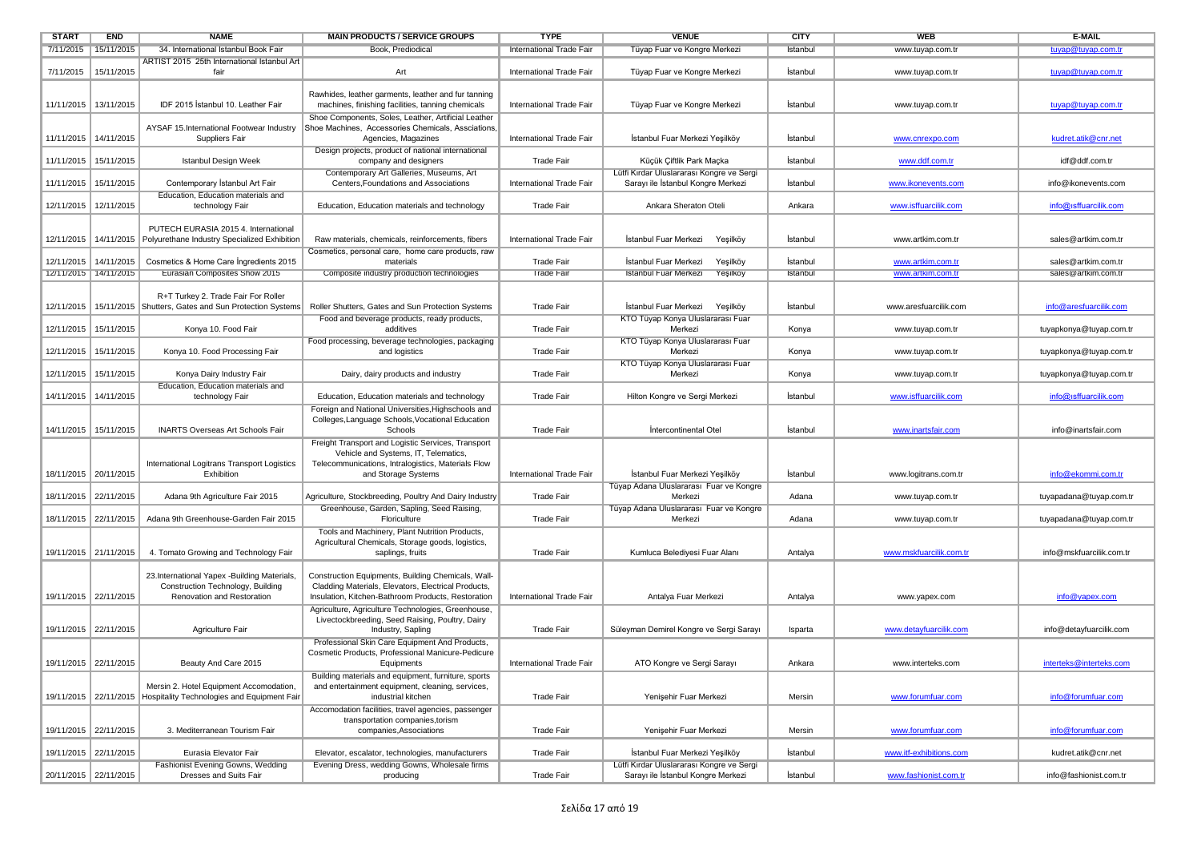| START | END | NAME | MAIN PRODUCTS / SERVICE GROUPS | TYPE | VENUE | CITY | WEB | E-MAIL |
|---|---|---|---|---|---|---|---|---|
| 7/11/2015 | 15/11/2015 | 34. International Istanbul Book Fair | Book, Prediodical | International Trade Fair | Tüyap Fuar ve Kongre Merkezi | Istanbul | www.tuyap.com.tr | tuyap@tuyap.com.tr |
| 7/11/2015 | 15/11/2015 | ARTIST 2015 25th International Istanbul Art fair | Art | International Trade Fair | Tüyap Fuar ve Kongre Merkezi | İstanbul | www.tuyap.com.tr | tuyap@tuyap.com.tr |
| 11/11/2015 | 13/11/2015 | IDF 2015 İstanbul 10. Leather Fair | Rawhides, leather garments, leather and fur tanning machines, finishing facilities, tanning chemicals | International Trade Fair | Tüyap Fuar ve Kongre Merkezi | İstanbul | www.tuyap.com.tr | tuyap@tuyap.com.tr |
| 11/11/2015 | 14/11/2015 | AYSAF 15.International Footwear Industry Suppliers Fair | Shoe Components, Soles, Leather, Artificial Leather Shoe Machines, Accessories Chemicals, Assciations, Agencies, Magazines | International Trade Fair | İstanbul Fuar Merkezi Yeşilköy | İstanbul | www.cnrexpo.com | kudret.atik@cnr.net |
| 11/11/2015 | 15/11/2015 | Istanbul Design Week | Design projects, product of national international company and designers | Trade Fair | Küçük Çiftlik Park Maçka | İstanbul | www.ddf.com.tr | idf@ddf.com.tr |
| 11/11/2015 | 15/11/2015 | Contemporary İstanbul Art Fair | Contemporary Art Galleries, Museums, Art Centers,Foundations and Associations | International Trade Fair | Lütfi Kırdar Uluslararası Kongre ve Sergi Sarayı ile İstanbul Kongre Merkezi | İstanbul | www.ikonevents.com | info@ikonevents.com |
| 12/11/2015 | 12/11/2015 | Education, Education materials and technology Fair | Education, Education materials and technology | Trade Fair | Ankara Sheraton Oteli | Ankara | www.isffuarcilik.com | info@ısffuarcilik.com |
| 12/11/2015 | 14/11/2015 | PUTECH EURASIA 2015 4. International Polyurethane Industry Specialized Exhibition | Raw materials, chemicals, reinforcements, fibers | International Trade Fair | İstanbul Fuar Merkezi Yeşilköy | İstanbul | www.artkim.com.tr | sales@artkim.com.tr |
| 12/11/2015 | 14/11/2015 | Cosmetics & Home Care İngredients 2015 | Cosmetics, personal care, home care products, raw materials | Trade Fair | İstanbul Fuar Merkezi Yeşilköy | İstanbul | www.artkim.com.tr | sales@artkim.com.tr |
| 12/11/2015 | 14/11/2015 | Eurasian Composites Show 2015 | Composite industry production technologies | Trade Fair | İstanbul Fuar Merkezi Yeşilköy | İstanbul | www.artkim.com.tr | sales@artkim.com.tr |
| 12/11/2015 | 15/11/2015 | R+T Turkey 2. Trade Fair For Roller Shutters, Gates and Sun Protection Systems | Roller Shutters, Gates and Sun Protection Systems | Trade Fair | İstanbul Fuar Merkezi Yeşilköy | İstanbul | www.aresfuarcilik.com | info@aresfuarcilik.com |
| 12/11/2015 | 15/11/2015 | Konya 10. Food Fair | Food and beverage products, ready products, additives | Trade Fair | KTO Tüyap Konya Uluslararası Fuar Merkezi | Konya | www.tuyap.com.tr | tuyapkonya@tuyap.com.tr |
| 12/11/2015 | 15/11/2015 | Konya 10. Food Processing Fair | Food processing, beverage technologies, packaging and logistics | Trade Fair | KTO Tüyap Konya Uluslararası Fuar Merkezi | Konya | www.tuyap.com.tr | tuyapkonya@tuyap.com.tr |
| 12/11/2015 | 15/11/2015 | Konya Dairy Industry Fair | Dairy, dairy products and industry | Trade Fair | KTO Tüyap Konya Uluslararası Fuar Merkezi | Konya | www.tuyap.com.tr | tuyapkonya@tuyap.com.tr |
| 14/11/2015 | 14/11/2015 | Education, Education materials and technology Fair | Education, Education materials and technology | Trade Fair | Hilton Kongre ve Sergi Merkezi | İstanbul | www.isffuarcilik.com | info@ısffuarcilik.com |
| 14/11/2015 | 15/11/2015 | INARTS Overseas Art Schools Fair | Foreign and National Universities,Highschools and Colleges,Language Schools,Vocational Education Schools | Trade Fair | İntercontinental Otel | İstanbul | www.inartsfair.com | info@inartsfair.com |
| 18/11/2015 | 20/11/2015 | International Logitrans Transport Logistics Exhibition | Freight Transport and Logistic Services, Transport Vehicle and Systems, IT, Telematics, Telecommunications, Intralogistics, Materials Flow and Storage Systems | International Trade Fair | İstanbul Fuar Merkezi Yeşilköy | İstanbul | www.logitrans.com.tr | info@ekommi.com.tr |
| 18/11/2015 | 22/11/2015 | Adana 9th Agriculture Fair 2015 | Agriculture, Stockbreeding, Poultry And Dairy Industry | Trade Fair | Tüyap Adana Uluslararası Fuar ve Kongre Merkezi | Adana | www.tuyap.com.tr | tuyapadana@tuyap.com.tr |
| 18/11/2015 | 22/11/2015 | Adana 9th Greenhouse-Garden Fair 2015 | Greenhouse, Garden, Sapling, Seed Raising, Floriculture | Trade Fair | Tüyap Adana Uluslararası Fuar ve Kongre Merkezi | Adana | www.tuyap.com.tr | tuyapadana@tuyap.com.tr |
| 19/11/2015 | 21/11/2015 | 4. Tomato Growing and Technology Fair | Tools and Machinery, Plant Nutrition Products, Agricultural Chemicals, Storage goods, logistics, saplings, fruits | Trade Fair | Kumluca Belediyesi Fuar Alanı | Antalya | www.mskfuarcilik.com.tr | info@mskfuarcilik.com.tr |
| 19/11/2015 | 22/11/2015 | 23.International Yapex -Building Materials, Construction Technology, Building Renovation and Restoration | Construction Equipments, Building Chemicals, Wall-Cladding Materials, Elevators, Electrical Products, Insulation, Kitchen-Bathroom Products, Restoration | International Trade Fair | Antalya Fuar Merkezi | Antalya | www.yapex.com | info@yapex.com |
| 19/11/2015 | 22/11/2015 | Agriculture Fair | Agriculture, Agriculture Technologies, Greenhouse, Livectockbreeding, Seed Raising, Poultry, Dairy Industry, Sapling | Trade Fair | Süleyman Demirel Kongre ve Sergi Sarayı | Isparta | www.detayfuarcilik.com | info@detayfuarcilik.com |
| 19/11/2015 | 22/11/2015 | Beauty And Care 2015 | Professional Skin Care Equipment And Products, Cosmetic Products, Professional Manicure-Pedicure Equipments | International Trade Fair | ATO Kongre ve Sergi Sarayı | Ankara | www.interteks.com | interteks@interteks.com |
| 19/11/2015 | 22/11/2015 | Mersin 2. Hotel Equipment Accomodation, Hospitality Technologies and Equipment Fair | Building materials and equipment, furniture, sports and entertainment equipment, cleaning, services, industrial kitchen | Trade Fair | Yenişehir Fuar Merkezi | Mersin | www.forumfuar.com | info@forumfuar.com |
| 19/11/2015 | 22/11/2015 | 3. Mediterranean Tourism Fair | Accomodation facilities, travel agencies, passenger transportation companies,torism companies,Associations | Trade Fair | Yenişehir Fuar Merkezi | Mersin | www.forumfuar.com | info@forumfuar.com |
| 19/11/2015 | 22/11/2015 | Eurasia Elevator Fair | Elevator, escalator, technologies, manufacturers | Trade Fair | İstanbul Fuar Merkezi Yeşilköy | İstanbul | www.itf-exhibitions.com | kudret.atik@cnr.net |
| 20/11/2015 | 22/11/2015 | Fashionist Evening Gowns, Wedding Dresses and Suits Fair | Evening Dress, wedding Gowns, Wholesale firms producing | Trade Fair | Lütfi Kırdar Uluslararası Kongre ve Sergi Sarayı ile İstanbul Kongre Merkezi | İstanbul | www.fashionist.com.tr | info@fashionist.com.tr |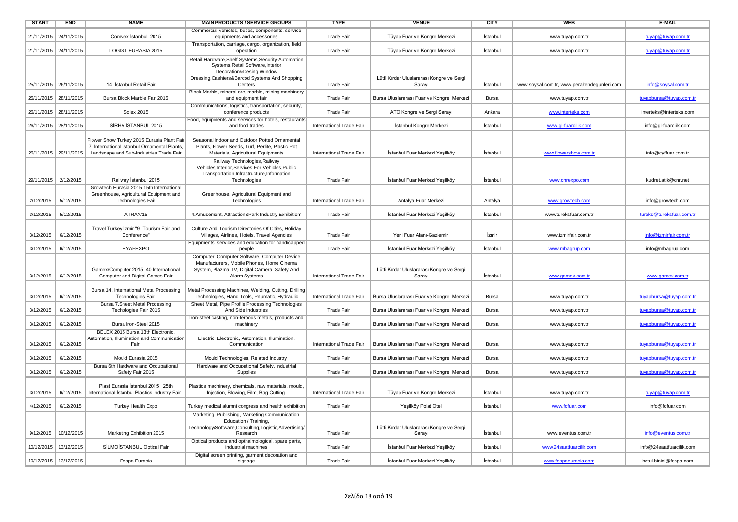| START | END | NAME | MAIN PRODUCTS / SERVICE GROUPS | TYPE | VENUE | CITY | WEB | E-MAIL |
|---|---|---|---|---|---|---|---|---|
| 21/11/2015 | 24/11/2015 | Comvex İstanbul 2015 | Commercial vehicles, buses, components, service equipments and accessories | Trade Fair | Tüyap Fuar ve Kongre Merkezi | İstanbul | www.tuyap.com.tr | tuyap@tuyap.com.tr |
| 21/11/2015 | 24/11/2015 | LOGIST EURASIA 2015 | Transportation, carriage, cargo, organization, field operation | Trade Fair | Tüyap Fuar ve Kongre Merkezi | İstanbul | www.tuyap.com.tr | tuyap@tuyap.com.tr |
| 25/11/2015 | 26/11/2015 | 14. İstanbul Retail Fair | Retail Hardware,Shelf Systems,Security-Automation Systems,Retail Software,Interior Decoration&Desing,Window Dressing,Cashiers&Barcod Systems And Shopping Centers | Trade Fair | Lütfi Kırdar Uluslararası Kongre ve Sergi Sarayı | İstanbul | www.soysal.com.tr, www.perakendegunleri.com | info@soysal.com.tr |
| 25/11/2015 | 28/11/2015 | Bursa Block Marble Fair 2015 | Block Marble, mineral ore, marble, mining machinery and equipment fair | Trade Fair | Bursa Uluslararası Fuar ve Kongre Merkezi | Bursa | www.tuyap.com.tr | tuyapbursa@tuyap.com.tr |
| 26/11/2015 | 28/11/2015 | Solex 2015 | Communications, logistics, transportation, security, conference products | Trade Fair | ATO Kongre ve Sergi Sarayı | Ankara | www.interteks.com | interteks@interteks.com |
| 26/11/2015 | 28/11/2015 | SİRHA İSTANBUL 2015 | Food, equipments and services for hotels, restaurants and food trades | International Trade Fair | İstanbul Kongre Merkezi | İstanbul | www.gl-fuarcilik.com | info@gl-fuarcilik.com |
| 26/11/2015 | 29/11/2015 | Flower Show Turkey 2015 Eurasia Plant Fair 7. International İstanbul Ornamental Plants, Landscape and Sub-Industries Trade Fair | Seasonal Indoor and Outdoor Potted Ornamental Plants, Flower Seeds, Turf, Perlite, Plastic Pot Materials, Agricultural Equipments | International Trade Fair | İstanbul Fuar Merkezi Yeşilköy | İstanbul | www.flowershow.com.tr | info@cyffuar.com.tr |
| 29/11/2015 | 2/12/2015 | Railway İstanbul 2015 | Railway Technologies,Railway Vehicles,Interior,Services For Vehicles,Public Transportation,Infrastructure,Information Technologies | Trade Fair | İstanbul Fuar Merkezi Yeşilköy | İstanbul | www.cnrexpo.com | kudret.atik@cnr.net |
| 2/12/2015 | 5/12/2015 | Growtech Eurasia 2015 15th International Greenhouse, Agricultural Equipment and Technologies Fair | Greenhouse, Agricultural Equipment and Technologies | International Trade Fair | Antalya Fuar Merkezi | Antalya | www.growtech.com | info@growtech.com |
| 3/12/2015 | 5/12/2015 | ATRAX'15 | 4.Amusement, Attraction&Park Industry Exhibitiom | Trade Fair | İstanbul Fuar Merkezi Yeşilköy | İstanbul | www.tureksfuar.com.tr | tureks@tureksfuar.com.tr |
| 3/12/2015 | 6/12/2015 | Travel Turkey İzmir "9. Tourism Fair and Conference" | Culture And Tourism Directories Of Cities, Holiday Villages, Airlines, Hotels, Travel Agencies | Trade Fair | Yeni Fuar Alanı-Gaziemir | İzmir | www.izmirfair.com.tr | info@izmirfair.com.tr |
| 3/12/2015 | 6/12/2015 | EYAFEXPO | Equipments, services and education for handicapped people | Trade Fair | İstanbul Fuar Merkezi Yeşilköy | İstanbul | www.mbagrup.com | info@mbagrup.com |
| 3/12/2015 | 6/12/2015 | Gamex/Computer 2015 40.International Computer and Digital Games Fair | Computer, Computer Software, Computer Device Manufacturers, Mobile Phones, Home Cinema System, Plazma TV, Digital Camera, Safety And Alarm Systems | International Trade Fair | Lütfi Kırdar Uluslararası Kongre ve Sergi Sarayı | İstanbul | www.gamex.com.tr | www.gamex.com.tr |
| 3/12/2015 | 6/12/2015 | Bursa 14. International Metal Processing Technologies Fair | Metal Processing Machines, Welding, Cutting, Drilling Technologies, Hand Tools, Pnumatic, Hydraulic | International Trade Fair | Bursa Uluslararası Fuar ve Kongre Merkezi | Bursa | www.tuyap.com.tr | tuyapbursa@tuyap.com.tr |
| 3/12/2015 | 6/12/2015 | Bursa 7.Sheet Metal Processing Techologies Fair 2015 | Sheet Metal, Pipe Profile Processing Technologies And Side Industries | Trade Fair | Bursa Uluslararası Fuar ve Kongre Merkezi | Bursa | www.tuyap.com.tr | tuyapbursa@tuyap.com.tr |
| 3/12/2015 | 6/12/2015 | Bursa Iron-Steel 2015 | Iron-steel casting, non-ferous metals, products and machinery | Trade Fair | Bursa Uluslararası Fuar ve Kongre Merkezi | Bursa | www.tuyap.com.tr | tuyapbursa@tuyap.com.tr |
| 3/12/2015 | 6/12/2015 | BELEX 2015 Bursa 13th Electronic, Automation, Illumination and Communication Fair | Electric, Electronic, Automation, Illumination, Communication | International Trade Fair | Bursa Uluslararası Fuar ve Kongre Merkezi | Bursa | www.tuyap.com.tr | tuyapbursa@tuyap.com.tr |
| 3/12/2015 | 6/12/2015 | Mould Eurasia 2015 | Mould Technologies, Related Industry | Trade Fair | Bursa Uluslararası Fuar ve Kongre Merkezi | Bursa | www.tuyap.com.tr | tuyapbursa@tuyap.com.tr |
| 3/12/2015 | 6/12/2015 | Bursa 6th Hardware and Occupational Safety Fair 2015 | Hardware and Occupational Safety, Industrial Supplies | Trade Fair | Bursa Uluslararası Fuar ve Kongre Merkezi | Bursa | www.tuyap.com.tr | tuyapbursa@tuyap.com.tr |
| 3/12/2015 | 6/12/2015 | Plast Eurasia İstanbul 2015 25th International İstanbul Plastics Industry Fair | Plastics machinery, chemicals, raw materials, mould, Injection, Blowing, Film, Bag Cutting | International Trade Fair | Tüyap Fuar ve Kongre Merkezi | İstanbul | www.tuyap.com.tr | tuyap@tuyap.com.tr |
| 4/12/2015 | 6/12/2015 | Turkey Health Expo | Turkey medical alumni congress and health exhibition | Trade Fair | Yeşilköy Polat Otel | İstanbul | www.fcfuar.com | info@fcfuar.com |
| 9/12/2015 | 10/12/2015 | Marketing Exhibition 2015 | Marketing, Publishing, Marketing Communication, Education / Training, Technology/Software,Consulting,Logistic,Advertising/Research | Trade Fair | Lütfi Kırdar Uluslararası Kongre ve Sergi Sarayı | İstanbul | www.eventus.com.tr | info@eventus.com.tr |
| 10/12/2015 | 13/12/2015 | SİLMOİSTANBUL Optical Fair | Optical products and opthalmological, spare parts, industrial machines | Trade Fair | İstanbul Fuar Merkezi Yeşilköy | İstanbul | www.24saatfuarcilik.com | info@24saatfuarcilik.com |
| 10/12/2015 | 13/12/2015 | Fespa Eurasia | Digital screen printing, garment decoration and signage | Trade Fair | İstanbul Fuar Merkezi Yeşilköy | İstanbul | www.fespaeurasia.com | betul.binici@fespa.com |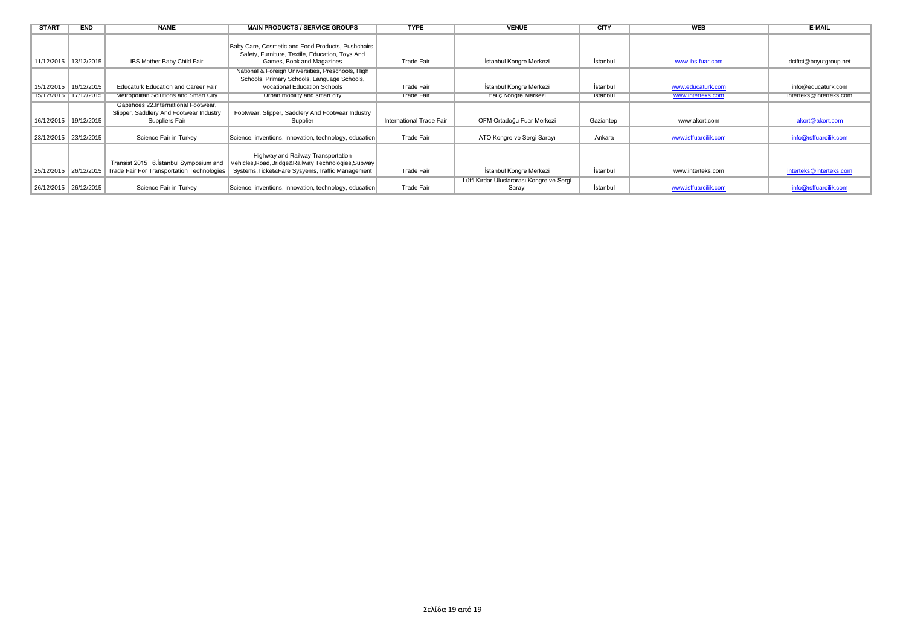| START | END | NAME | MAIN PRODUCTS / SERVICE GROUPS | TYPE | VENUE | CITY | WEB | E-MAIL |
|---|---|---|---|---|---|---|---|---|
| 11/12/2015 | 13/12/2015 | IBS Mother Baby Child Fair | Baby Care, Cosmetic and Food Products, Pushchairs, Safety, Furniture, Textile, Education, Toys And Games, Book and Magazines | Trade Fair | İstanbul Kongre Merkezi | İstanbul | www.ibs fuar.com | dciftci@boyutgroup.net |
| 15/12/2015 | 16/12/2015 | Educaturk Education and Career Fair | National & Foreign Universities, Preschools, High Schools, Primary Schools, Language Schools, Vocational Education Schools | Trade Fair | İstanbul Kongre Merkezi | İstanbul | www.educaturk.com | info@educaturk.com |
| 15/12/2015 | 17/12/2015 | Metropolitan Solutions and Smart City | Urban mobility and smart city | Trade Fair | Haliç Kongre Merkezi | İstanbul | www.interteks.com | interteks@interteks.com |
| 16/12/2015 | 19/12/2015 | Gapshoes 22.International Footwear, Slipper, Saddlery And Footwear Industry Suppliers Fair | Footwear, Slipper, Saddlery And Footwear Industry Supplier | International Trade Fair | OFM Ortadoğu Fuar Merkezi | Gaziantep | www.akort.com | akort@akort.com |
| 23/12/2015 | 23/12/2015 | Science Fair in Turkey | Science, inventions, innovation, technology, education | Trade Fair | ATO Kongre ve Sergi Sarayı | Ankara | www.isffuarcilik.com | info@ısffuarcilik.com |
| 25/12/2015 | 26/12/2015 | Transist 2015 6.İstanbul Symposium and Trade Fair For Transportation Technologies | Highway and Railway Transportation Vehicles,Road,Bridge&Railway Technologies,Subway Systems,Ticket&Fare Sysyems,Traffic Management | Trade Fair | İstanbul Kongre Merkezi | İstanbul | www.interteks.com | interteks@interteks.com |
| 26/12/2015 | 26/12/2015 | Science Fair in Turkey | Science, inventions, innovation, technology, education | Trade Fair | Lütfi Kırdar Uluslararası Kongre ve Sergi Sarayı | İstanbul | www.isffuarcilik.com | info@ısffuarcilik.com |